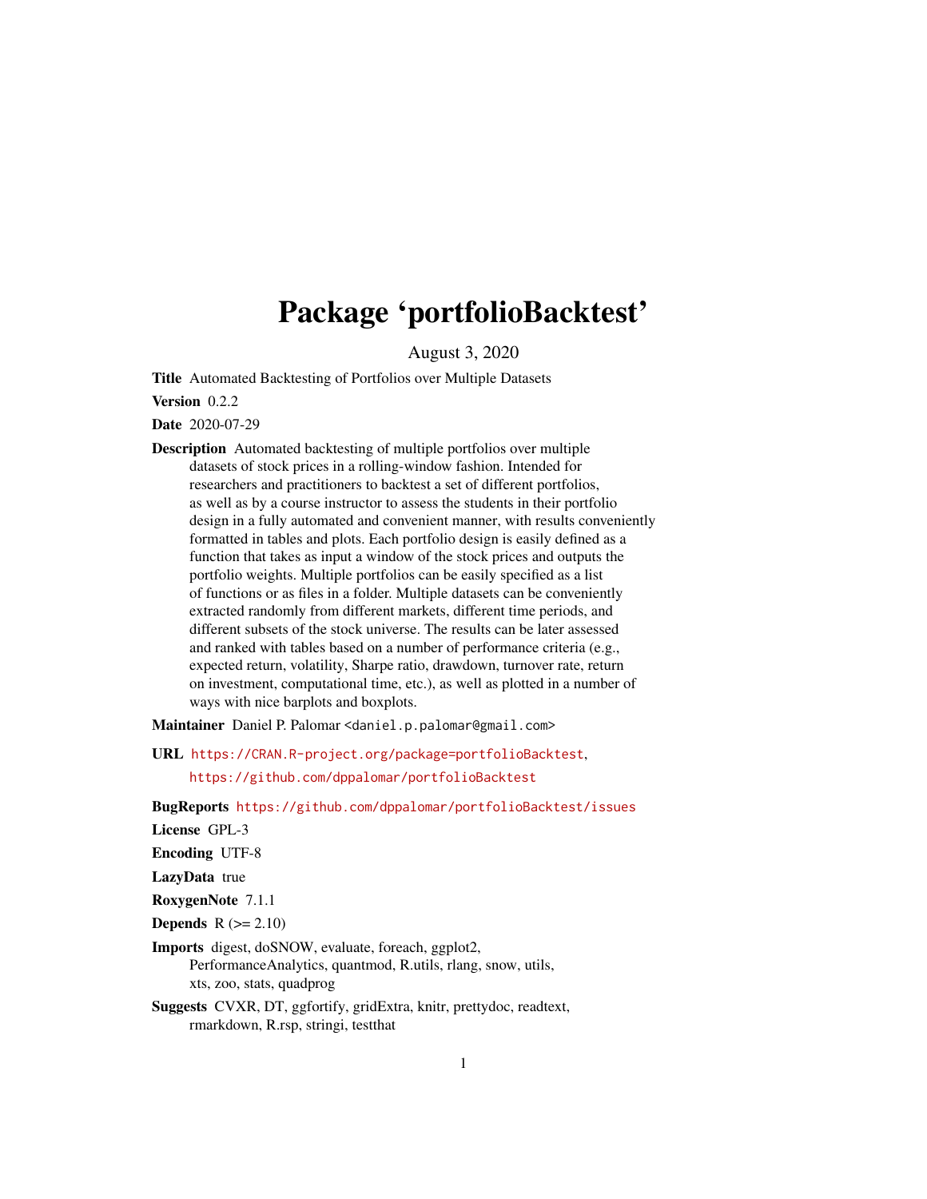# Package 'portfolioBacktest'

August 3, 2020

**Title** Automated Backtesting of Portfolios over Multiple Datasets

**Version** 0.2.2

**Date** 2020-07-29

**Description** Automated backtesting of multiple portfolios over multiple datasets of stock prices in a rolling-window fashion. Intended for researchers and practitioners to backtest a set of different portfolios, as well as by a course instructor to assess the students in their portfolio design in a fully automated and convenient manner, with results conveniently formatted in tables and plots. Each portfolio design is easily defined as a function that takes as input a window of the stock prices and outputs the portfolio weights. Multiple portfolios can be easily specified as a list of functions or as files in a folder. Multiple datasets can be conveniently extracted randomly from different markets, different time periods, and different subsets of the stock universe. The results can be later assessed and ranked with tables based on a number of performance criteria (e.g., expected return, volatility, Sharpe ratio, drawdown, turnover rate, return on investment, computational time, etc.), as well as plotted in a number of ways with nice barplots and boxplots.

**Maintainer** Daniel P. Palomar <daniel.p.palomar@gmail.com>

**URL** https://CRAN.R-project.org/package=portfolioBacktest, https://github.com/dppalomar/portfolioBacktest

**BugReports** https://github.com/dppalomar/portfolioBacktest/issues

**License** GPL-3

**Encoding** UTF-8

**LazyData** true

**RoxygenNote** 7.1.1

**Depends** R (>= 2.10)

**Imports** digest, doSNOW, evaluate, foreach, ggplot2, PerformanceAnalytics, quantmod, R.utils, rlang, snow, utils, xts, zoo, stats, quadprog

**Suggests** CVXR, DT, ggfortify, gridExtra, knitr, prettydoc, readtext, rmarkdown, R.rsp, stringi, testthat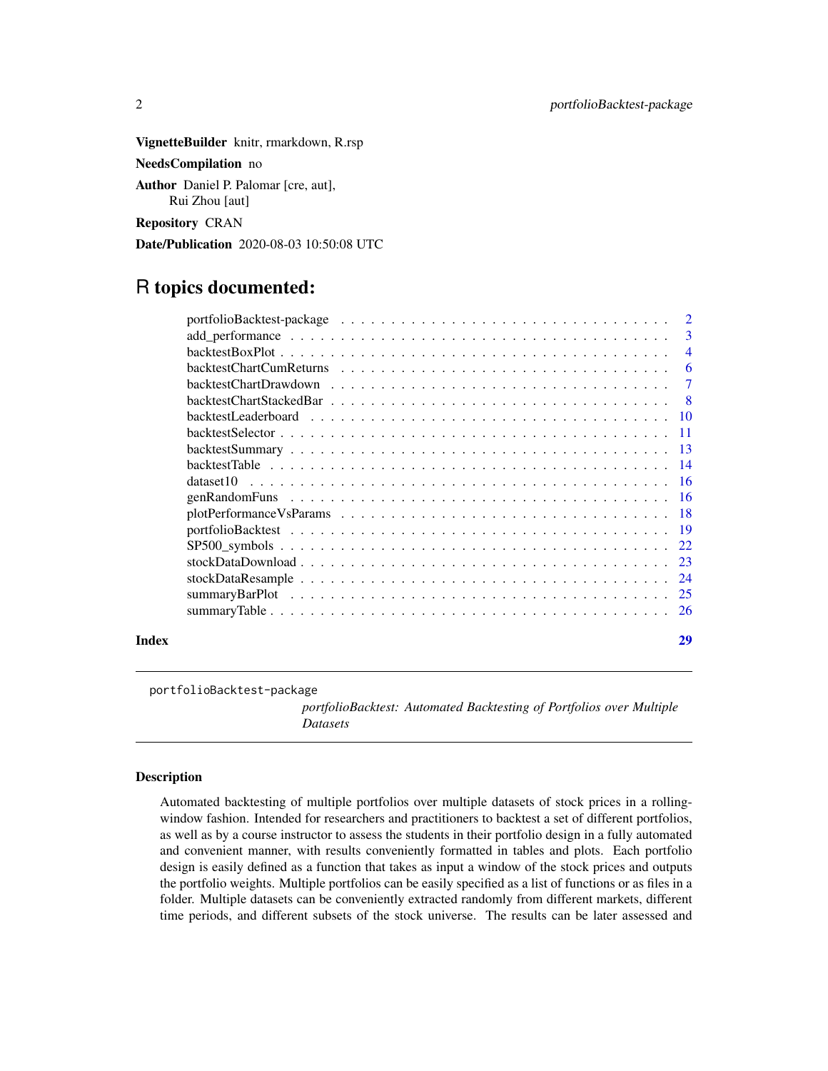**VignetteBuilder** knitr, rmarkdown, R.rsp

**NeedsCompilation** no

**Author** Daniel P. Palomar [cre, aut],
Rui Zhou [aut]

**Repository** CRAN

**Date/Publication** 2020-08-03 10:50:08 UTC

# R topics documented:

| | |
|---|---|
| portfolioBacktest-package | 2 |
| add_performance | 3 |
| backtestBoxPlot | 4 |
| backtestChartCumReturns | 6 |
| backtestChartDrawdown | 7 |
| backtestChartStackedBar | 8 |
| backtestLeaderboard | 10 |
| backtestSelector | 11 |
| backtestSummary | 13 |
| backtestTable | 14 |
| dataset10 | 16 |
| genRandomFuns | 16 |
| plotPerformanceVsParams | 18 |
| portfolioBacktest | 19 |
| SP500_symbols | 22 |
| stockDataDownload | 23 |
| stockDataResample | 24 |
| summaryBarPlot | 25 |
| summaryTable | 26 |

**Index** 29

---

portfolioBacktest-package &nbsp;&nbsp;&nbsp; *portfolioBacktest: Automated Backtesting of Portfolios over Multiple Datasets*

---

### Description

Automated backtesting of multiple portfolios over multiple datasets of stock prices in a rolling-window fashion. Intended for researchers and practitioners to backtest a set of different portfolios, as well as by a course instructor to assess the students in their portfolio design in a fully automated and convenient manner, with results conveniently formatted in tables and plots. Each portfolio design is easily defined as a function that takes as input a window of the stock prices and outputs the portfolio weights. Multiple portfolios can be easily specified as a list of functions or as files in a folder. Multiple datasets can be conveniently extracted randomly from different markets, different time periods, and different subsets of the stock universe. The results can be later assessed and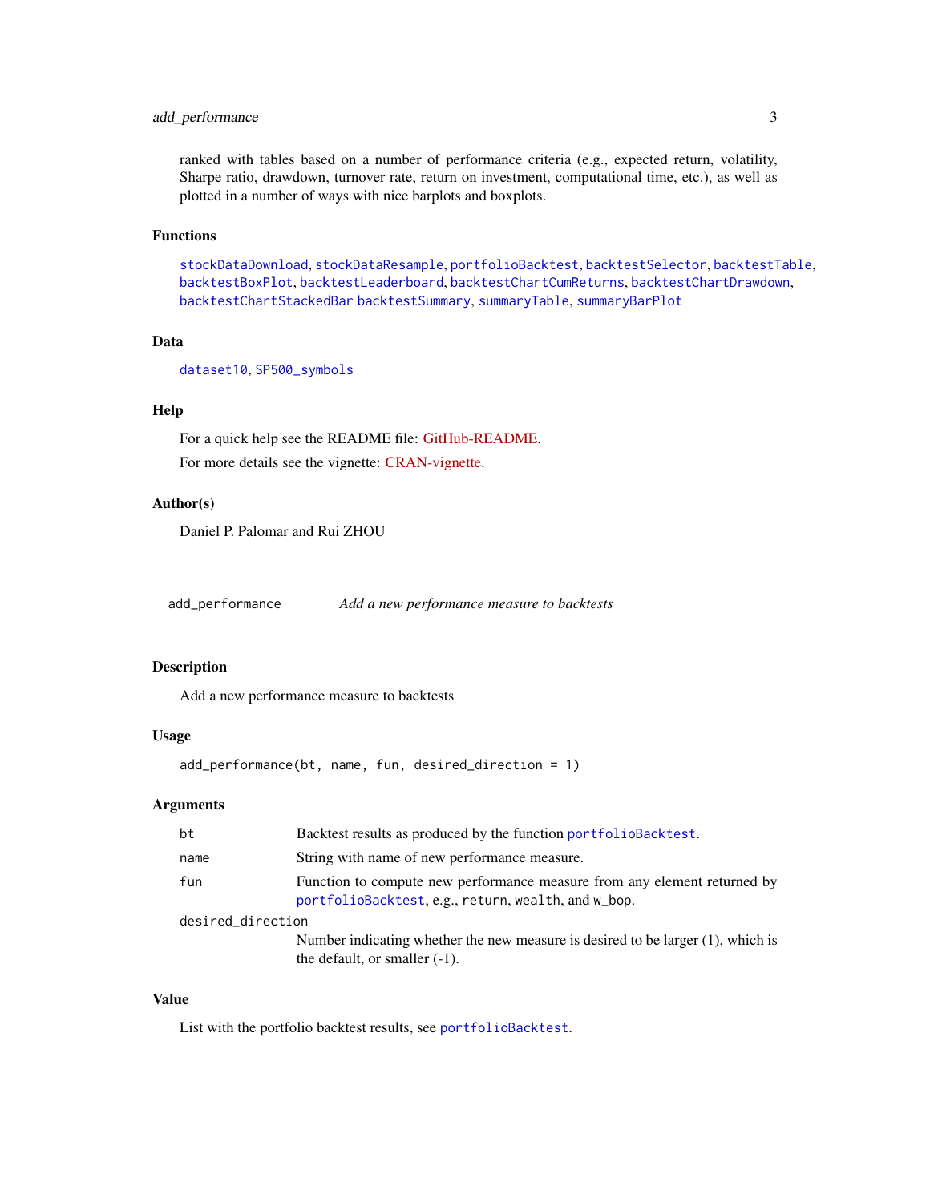ranked with tables based on a number of performance criteria (e.g., expected return, volatility, Sharpe ratio, drawdown, turnover rate, return on investment, computational time, etc.), as well as plotted in a number of ways with nice barplots and boxplots.

### Functions

stockDataDownload, stockDataResample, portfolioBacktest, backtestSelector, backtestTable, backtestBoxPlot, backtestLeaderboard, backtestChartCumReturns, backtestChartDrawdown, backtestChartStackedBar backtestSummary, summaryTable, summaryBarPlot

### Data

dataset10, SP500_symbols

### Help

For a quick help see the README file: GitHub-README.

For more details see the vignette: CRAN-vignette.

### Author(s)

Daniel P. Palomar and Rui ZHOU

---

## add_performance — *Add a new performance measure to backtests*

---

### Description

Add a new performance measure to backtests

### Usage

```
add_performance(bt, name, fun, desired_direction = 1)
```

### Arguments

| Argument | Description |
|---|---|
| bt | Backtest results as produced by the function portfolioBacktest. |
| name | String with name of new performance measure. |
| fun | Function to compute new performance measure from any element returned by portfolioBacktest, e.g., return, wealth, and w_bop. |
| desired_direction | Number indicating whether the new measure is desired to be larger (1), which is the default, or smaller (-1). |

### Value

List with the portfolio backtest results, see portfolioBacktest.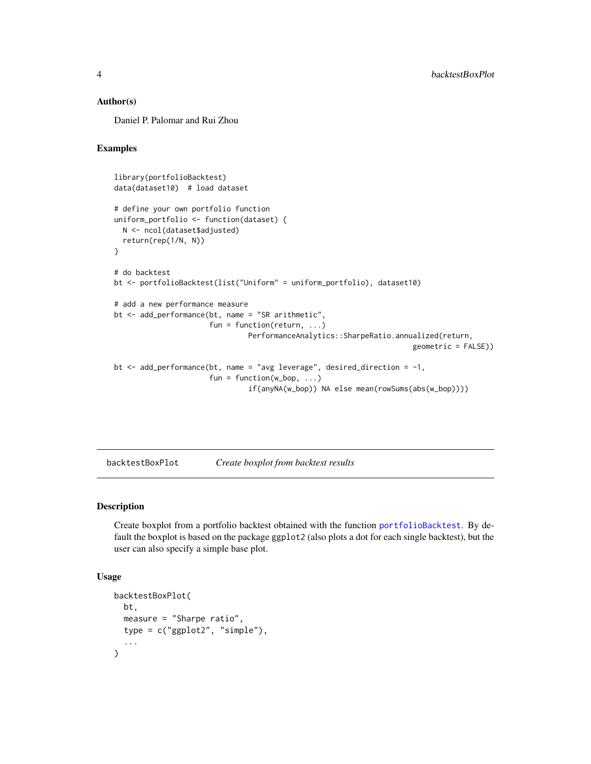## Author(s)

Daniel P. Palomar and Rui Zhou

## Examples

```
library(portfolioBacktest)
data(dataset10)  # load dataset

# define your own portfolio function
uniform_portfolio <- function(dataset) {
  N <- ncol(dataset$adjusted)
  return(rep(1/N, N))
}

# do backtest
bt <- portfolioBacktest(list("Uniform" = uniform_portfolio), dataset10)

# add a new performance measure
bt <- add_performance(bt, name = "SR arithmetic",
                      fun = function(return, ...)
                              PerformanceAnalytics::SharpeRatio.annualized(return,
                                                                           geometric = FALSE))

bt <- add_performance(bt, name = "avg leverage", desired_direction = -1,
                      fun = function(w_bop, ...)
                              if(anyNA(w_bop)) NA else mean(rowSums(abs(w_bop))))
```

---

# backtestBoxPlot *Create boxplot from backtest results*

## Description

Create boxplot from a portfolio backtest obtained with the function portfolioBacktest. By default the boxplot is based on the package ggplot2 (also plots a dot for each single backtest), but the user can also specify a simple base plot.

## Usage

```
backtestBoxPlot(
  bt,
  measure = "Sharpe ratio",
  type = c("ggplot2", "simple"),
  ...
)
```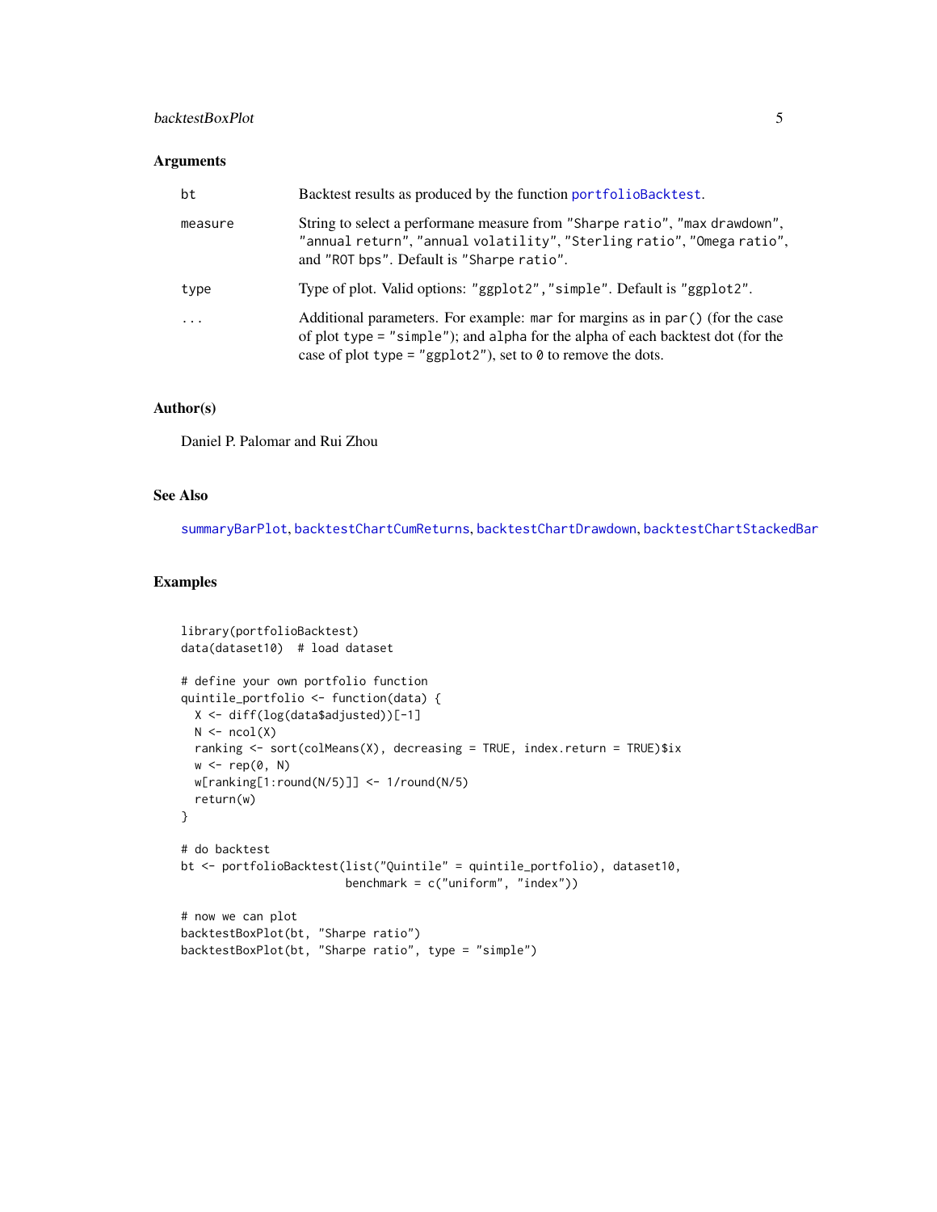## Arguments

| | |
|---|---|
| bt | Backtest results as produced by the function `portfolioBacktest`. |
| measure | String to select a performane measure from "Sharpe ratio", "max drawdown", "annual return", "annual volatility", "Sterling ratio", "Omega ratio", and "ROT bps". Default is "Sharpe ratio". |
| type | Type of plot. Valid options: "ggplot2","simple". Default is "ggplot2". |
| ... | Additional parameters. For example: `mar` for margins as in `par()` (for the case of plot `type = "simple"`); and `alpha` for the alpha of each backtest dot (for the case of plot `type = "ggplot2"`), set to `0` to remove the dots. |

## Author(s)

Daniel P. Palomar and Rui Zhou

## See Also

`summaryBarPlot`, `backtestChartCumReturns`, `backtestChartDrawdown`, `backtestChartStackedBar`

## Examples

```
library(portfolioBacktest)
data(dataset10)  # load dataset

# define your own portfolio function
quintile_portfolio <- function(data) {
  X <- diff(log(data$adjusted))[-1]
  N <- ncol(X)
  ranking <- sort(colMeans(X), decreasing = TRUE, index.return = TRUE)$ix
  w <- rep(0, N)
  w[ranking[1:round(N/5)]] <- 1/round(N/5)
  return(w)
}

# do backtest
bt <- portfolioBacktest(list("Quintile" = quintile_portfolio), dataset10,
                        benchmark = c("uniform", "index"))

# now we can plot
backtestBoxPlot(bt, "Sharpe ratio")
backtestBoxPlot(bt, "Sharpe ratio", type = "simple")
```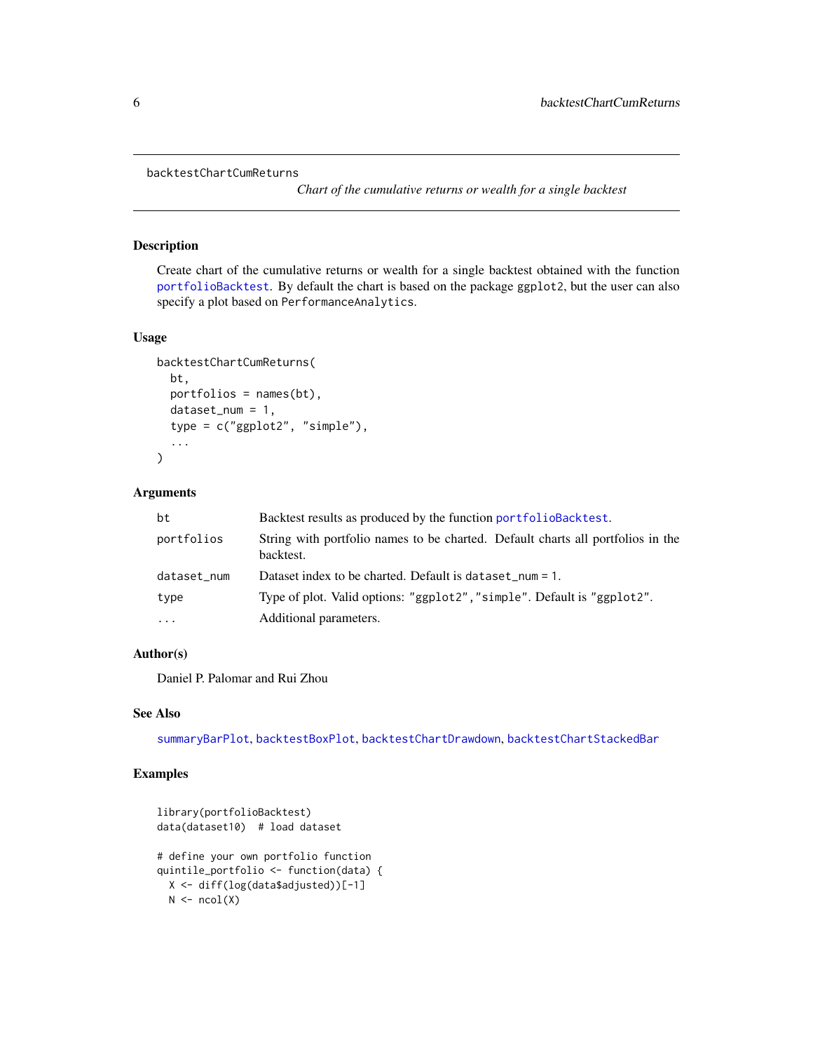## backtestChartCumReturns

*Chart of the cumulative returns or wealth for a single backtest*

### Description

Create chart of the cumulative returns or wealth for a single backtest obtained with the function `portfolioBacktest`. By default the chart is based on the package `ggplot2`, but the user can also specify a plot based on `PerformanceAnalytics`.

### Usage

```
backtestChartCumReturns(
  bt,
  portfolios = names(bt),
  dataset_num = 1,
  type = c("ggplot2", "simple"),
  ...
)
```

### Arguments

| | |
|---|---|
| `bt` | Backtest results as produced by the function `portfolioBacktest`. |
| `portfolios` | String with portfolio names to be charted. Default charts all portfolios in the backtest. |
| `dataset_num` | Dataset index to be charted. Default is `dataset_num = 1`. |
| `type` | Type of plot. Valid options: `"ggplot2"`, `"simple"`. Default is `"ggplot2"`. |
| `...` | Additional parameters. |

### Author(s)

Daniel P. Palomar and Rui Zhou

### See Also

`summaryBarPlot`, `backtestBoxPlot`, `backtestChartDrawdown`, `backtestChartStackedBar`

### Examples

```
library(portfolioBacktest)
data(dataset10)  # load dataset

# define your own portfolio function
quintile_portfolio <- function(data) {
  X <- diff(log(data$adjusted))[-1]
  N <- ncol(X)
```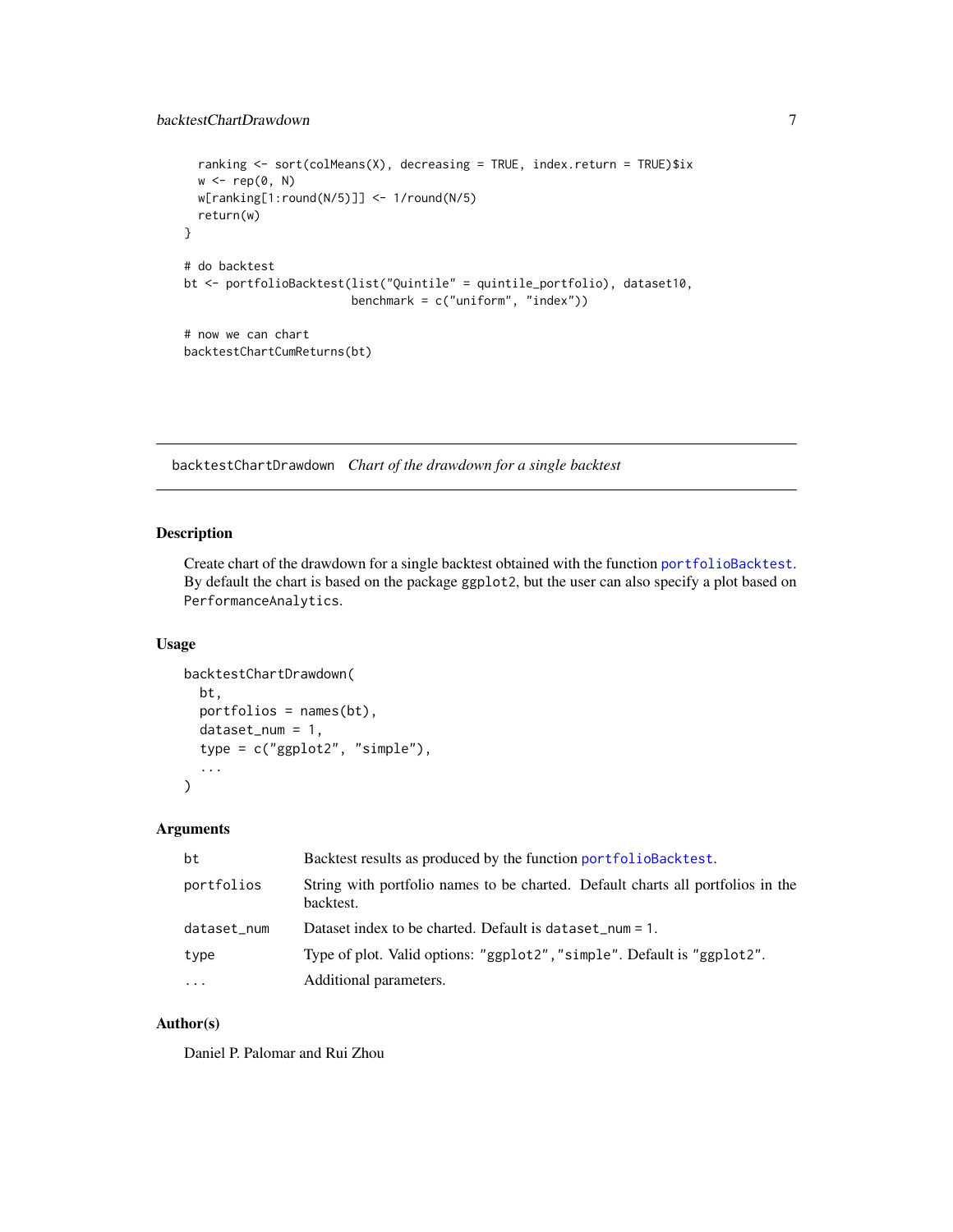```
  ranking <- sort(colMeans(X), decreasing = TRUE, index.return = TRUE)$ix
  w <- rep(0, N)
  w[ranking[1:round(N/5)]] <- 1/round(N/5)
  return(w)
}

# do backtest
bt <- portfolioBacktest(list("Quintile" = quintile_portfolio), dataset10,
                        benchmark = c("uniform", "index"))

# now we can chart
backtestChartCumReturns(bt)
```

---

## backtestChartDrawdown    *Chart of the drawdown for a single backtest*

---

### Description

Create chart of the drawdown for a single backtest obtained with the function portfolioBacktest. By default the chart is based on the package ggplot2, but the user can also specify a plot based on PerformanceAnalytics.

### Usage

```
backtestChartDrawdown(
  bt,
  portfolios = names(bt),
  dataset_num = 1,
  type = c("ggplot2", "simple"),
  ...
)
```

### Arguments

| | |
|---|---|
| bt | Backtest results as produced by the function portfolioBacktest. |
| portfolios | String with portfolio names to be charted. Default charts all portfolios in the backtest. |
| dataset_num | Dataset index to be charted. Default is dataset_num = 1. |
| type | Type of plot. Valid options: "ggplot2","simple". Default is "ggplot2". |
| ... | Additional parameters. |

### Author(s)

Daniel P. Palomar and Rui Zhou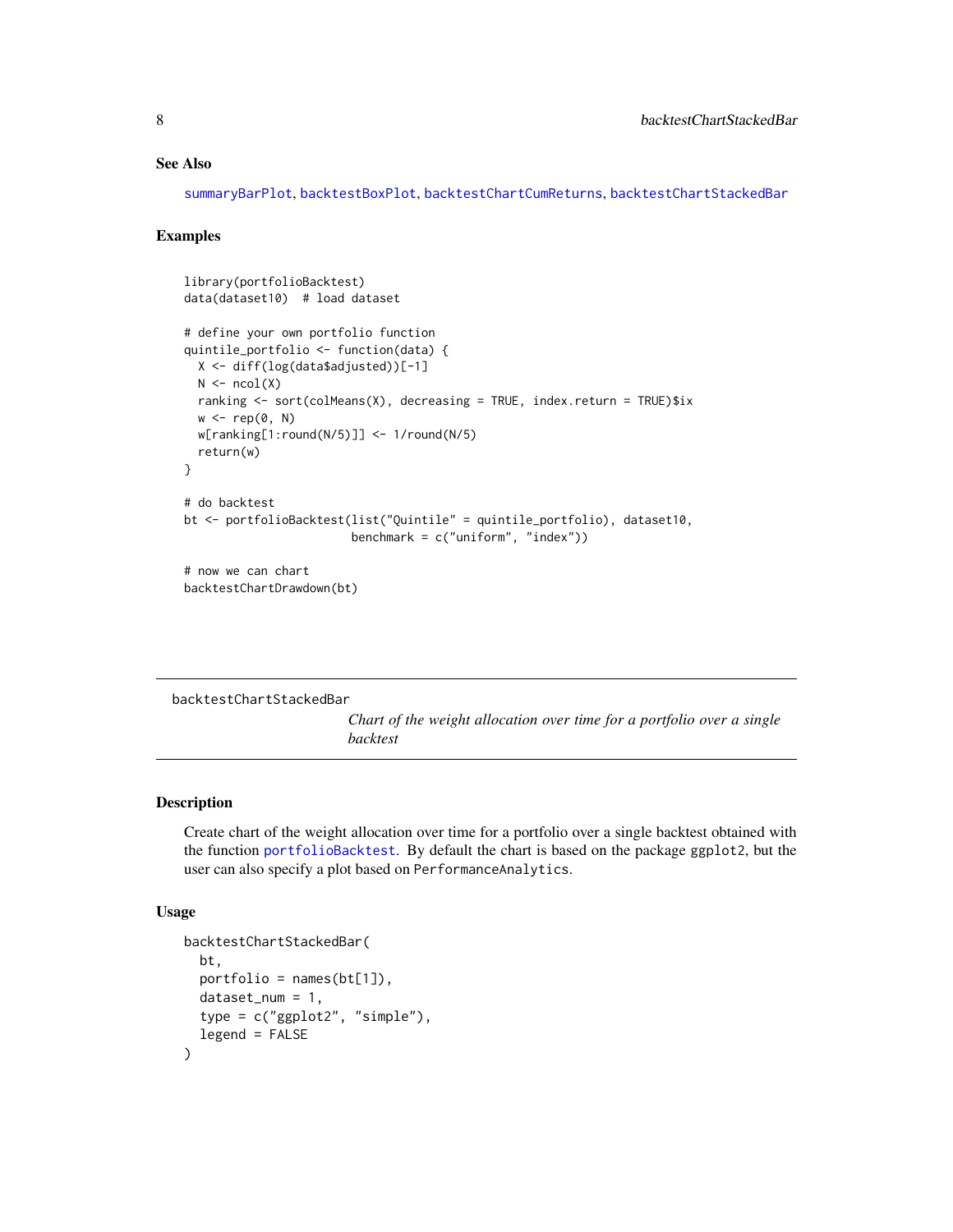## See Also

summaryBarPlot, backtestBoxPlot, backtestChartCumReturns, backtestChartStackedBar

## Examples

```
library(portfolioBacktest)
data(dataset10)  # load dataset

# define your own portfolio function
quintile_portfolio <- function(data) {
  X <- diff(log(data$adjusted))[-1]
  N <- ncol(X)
  ranking <- sort(colMeans(X), decreasing = TRUE, index.return = TRUE)$ix
  w <- rep(0, N)
  w[ranking[1:round(N/5)]] <- 1/round(N/5)
  return(w)
}

# do backtest
bt <- portfolioBacktest(list("Quintile" = quintile_portfolio), dataset10,
                        benchmark = c("uniform", "index"))

# now we can chart
backtestChartDrawdown(bt)
```

---

# backtestChartStackedBar

*Chart of the weight allocation over time for a portfolio over a single backtest*

---

## Description

Create chart of the weight allocation over time for a portfolio over a single backtest obtained with the function portfolioBacktest. By default the chart is based on the package ggplot2, but the user can also specify a plot based on PerformanceAnalytics.

## Usage

```
backtestChartStackedBar(
  bt,
  portfolio = names(bt[1]),
  dataset_num = 1,
  type = c("ggplot2", "simple"),
  legend = FALSE
)
```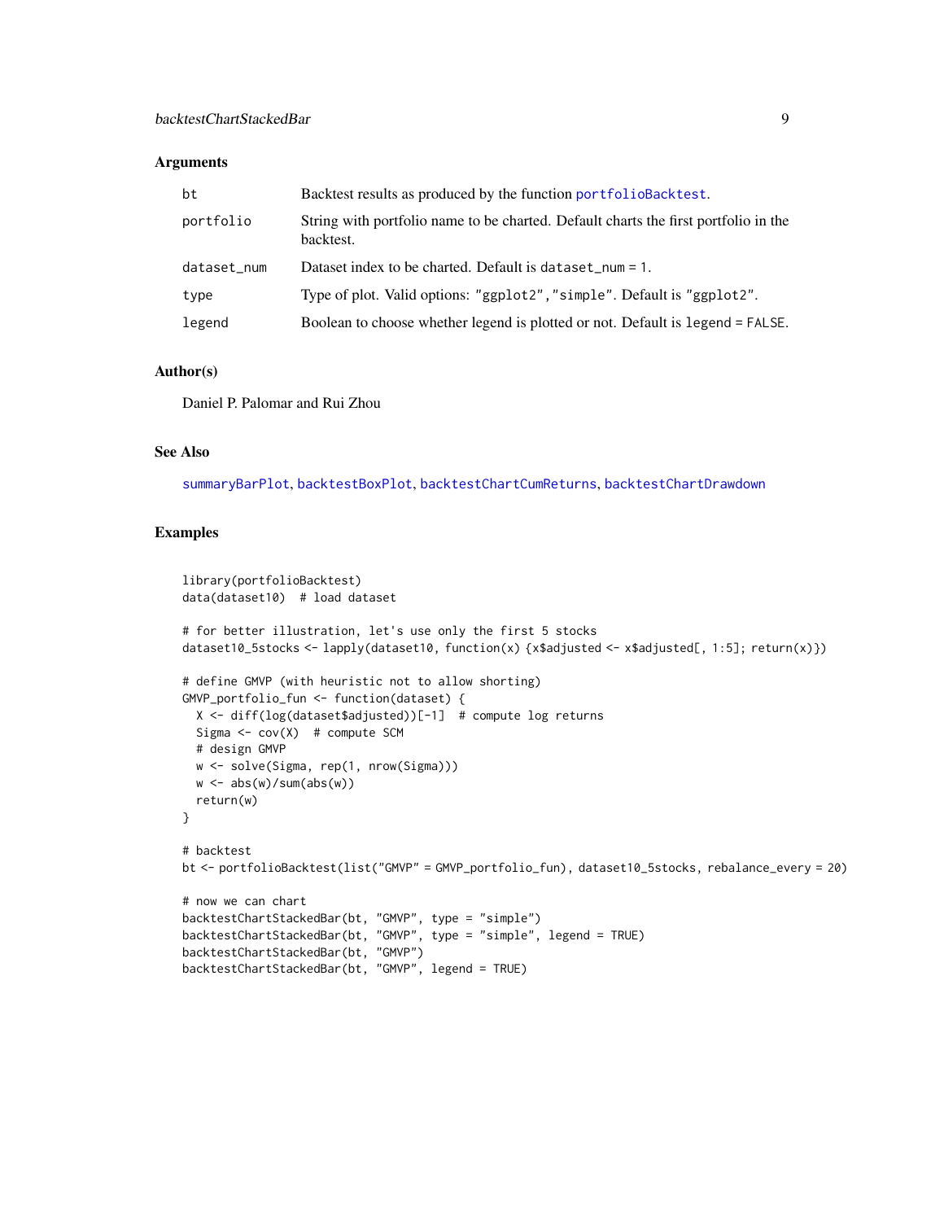## Arguments

| | |
|---|---|
| bt | Backtest results as produced by the function `portfolioBacktest`. |
| portfolio | String with portfolio name to be charted. Default charts the first portfolio in the backtest. |
| dataset_num | Dataset index to be charted. Default is `dataset_num = 1`. |
| type | Type of plot. Valid options: `"ggplot2"`, `"simple"`. Default is `"ggplot2"`. |
| legend | Boolean to choose whether legend is plotted or not. Default is `legend = FALSE`. |

## Author(s)

Daniel P. Palomar and Rui Zhou

## See Also

`summaryBarPlot`, `backtestBoxPlot`, `backtestChartCumReturns`, `backtestChartDrawdown`

## Examples

```
library(portfolioBacktest)
data(dataset10)  # load dataset

# for better illustration, let's use only the first 5 stocks
dataset10_5stocks <- lapply(dataset10, function(x) {x$adjusted <- x$adjusted[, 1:5]; return(x)})

# define GMVP (with heuristic not to allow shorting)
GMVP_portfolio_fun <- function(dataset) {
  X <- diff(log(dataset$adjusted))[-1]  # compute log returns
  Sigma <- cov(X)  # compute SCM
  # design GMVP
  w <- solve(Sigma, rep(1, nrow(Sigma)))
  w <- abs(w)/sum(abs(w))
  return(w)
}

# backtest
bt <- portfolioBacktest(list("GMVP" = GMVP_portfolio_fun), dataset10_5stocks, rebalance_every = 20)

# now we can chart
backtestChartStackedBar(bt, "GMVP", type = "simple")
backtestChartStackedBar(bt, "GMVP", type = "simple", legend = TRUE)
backtestChartStackedBar(bt, "GMVP")
backtestChartStackedBar(bt, "GMVP", legend = TRUE)
```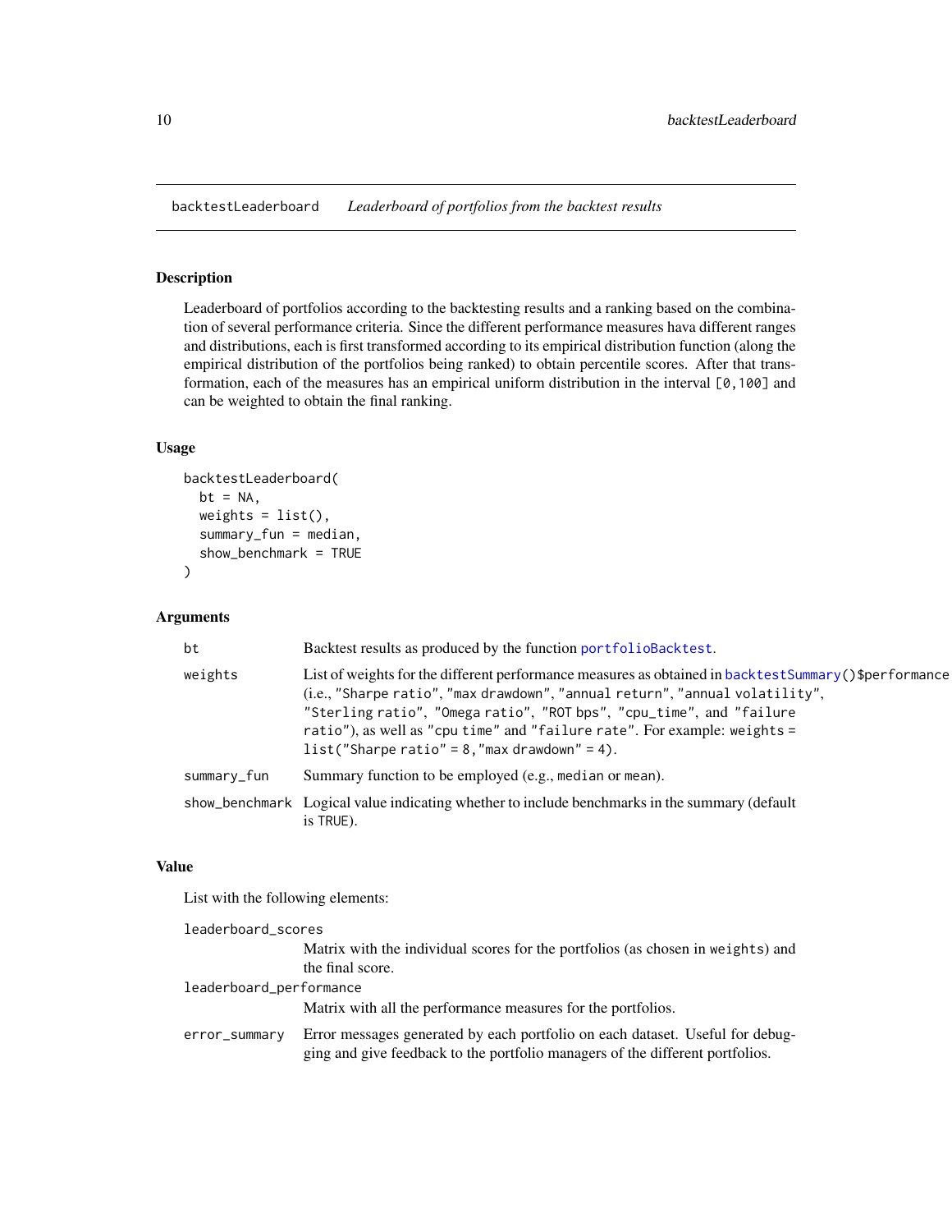# backtestLeaderboard *Leaderboard of portfolios from the backtest results*

## Description

Leaderboard of portfolios according to the backtesting results and a ranking based on the combination of several performance criteria. Since the different performance measures hava different ranges and distributions, each is first transformed according to its empirical distribution function (along the empirical distribution of the portfolios being ranked) to obtain percentile scores. After that transformation, each of the measures has an empirical uniform distribution in the interval `[0,100]` and can be weighted to obtain the final ranking.

## Usage

```
backtestLeaderboard(
  bt = NA,
  weights = list(),
  summary_fun = median,
  show_benchmark = TRUE
)
```

## Arguments

| | |
|---|---|
| `bt` | Backtest results as produced by the function `portfolioBacktest`. |
| `weights` | List of weights for the different performance measures as obtained in `backtestSummary()$performance` (i.e., `"Sharpe ratio"`, `"max drawdown"`, `"annual return"`, `"annual volatility"`, `"Sterling ratio"`, `"Omega ratio"`, `"ROT bps"`, `"cpu_time"`, and `"failure ratio"`), as well as `"cpu time"` and `"failure rate"`. For example: `weights = list("Sharpe ratio" = 8,"max drawdown" = 4)`. |
| `summary_fun` | Summary function to be employed (e.g., `median` or `mean`). |
| `show_benchmark` | Logical value indicating whether to include benchmarks in the summary (default is `TRUE`). |

## Value

List with the following elements:

| | |
|---|---|
| `leaderboard_scores` | Matrix with the individual scores for the portfolios (as chosen in `weights`) and the final score. |
| `leaderboard_performance` | Matrix with all the performance measures for the portfolios. |
| `error_summary` | Error messages generated by each portfolio on each dataset. Useful for debugging and give feedback to the portfolio managers of the different portfolios. |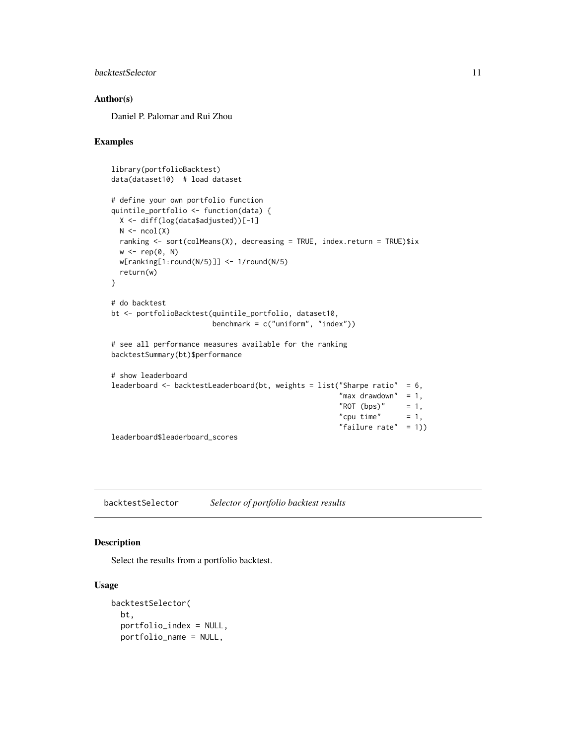## Author(s)

Daniel P. Palomar and Rui Zhou

## Examples

```
library(portfolioBacktest)
data(dataset10)  # load dataset

# define your own portfolio function
quintile_portfolio <- function(data) {
  X <- diff(log(data$adjusted))[-1]
  N <- ncol(X)
  ranking <- sort(colMeans(X), decreasing = TRUE, index.return = TRUE)$ix
  w <- rep(0, N)
  w[ranking[1:round(N/5)]] <- 1/round(N/5)
  return(w)
}

# do backtest
bt <- portfolioBacktest(quintile_portfolio, dataset10,
                        benchmark = c("uniform", "index"))

# see all performance measures available for the ranking
backtestSummary(bt)$performance

# show leaderboard
leaderboard <- backtestLeaderboard(bt, weights = list("Sharpe ratio"  = 6,
                                                      "max drawdown"  = 1,
                                                      "ROT (bps)"     = 1,
                                                      "cpu time"      = 1,
                                                      "failure rate"  = 1))
leaderboard$leaderboard_scores
```

---

`backtestSelector` *Selector of portfolio backtest results*

## Description

Select the results from a portfolio backtest.

## Usage

```
backtestSelector(
  bt,
  portfolio_index = NULL,
  portfolio_name = NULL,
```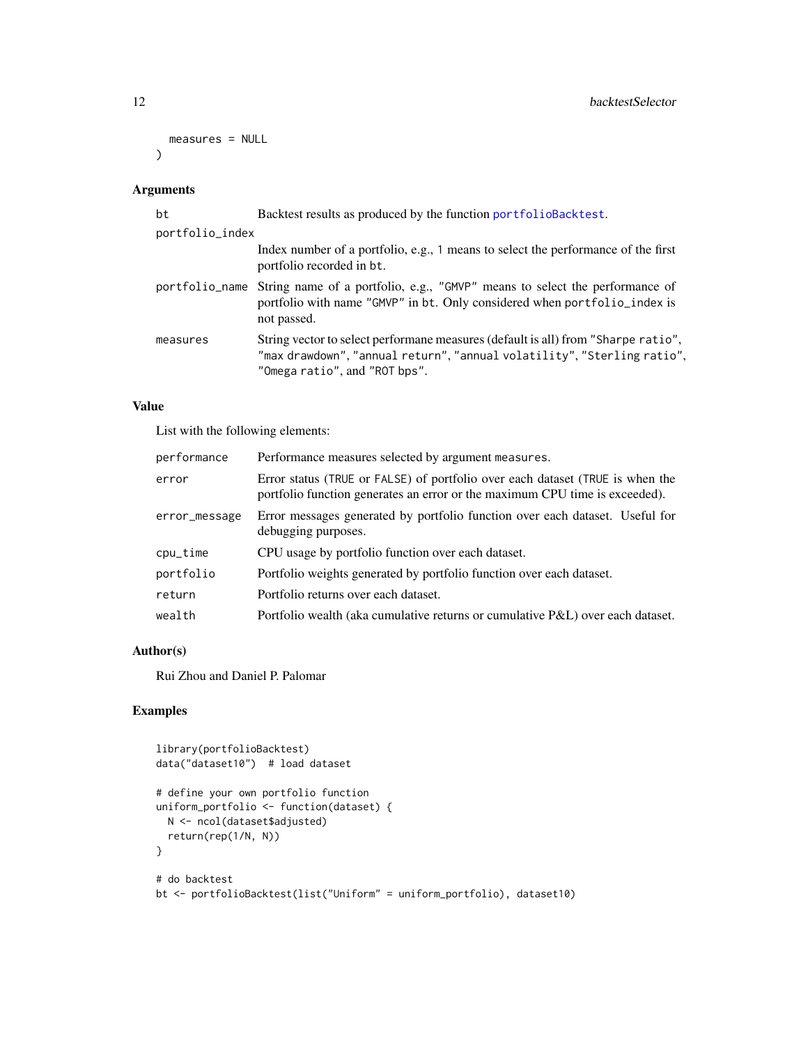```
  measures = NULL
)
```

## Arguments

| | |
|---|---|
| bt | Backtest results as produced by the function portfolioBacktest. |
| portfolio_index | Index number of a portfolio, e.g., 1 means to select the performance of the first portfolio recorded in bt. |
| portfolio_name | String name of a portfolio, e.g., "GMVP" means to select the performance of portfolio with name "GMVP" in bt. Only considered when portfolio_index is not passed. |
| measures | String vector to select performane measures (default is all) from "Sharpe ratio", "max drawdown", "annual return", "annual volatility", "Sterling ratio", "Omega ratio", and "ROT bps". |

## Value

List with the following elements:

| | |
|---|---|
| performance | Performance measures selected by argument measures. |
| error | Error status (TRUE or FALSE) of portfolio over each dataset (TRUE is when the portfolio function generates an error or the maximum CPU time is exceeded). |
| error_message | Error messages generated by portfolio function over each dataset. Useful for debugging purposes. |
| cpu_time | CPU usage by portfolio function over each dataset. |
| portfolio | Portfolio weights generated by portfolio function over each dataset. |
| return | Portfolio returns over each dataset. |
| wealth | Portfolio wealth (aka cumulative returns or cumulative P&L) over each dataset. |

## Author(s)

Rui Zhou and Daniel P. Palomar

## Examples

```
library(portfolioBacktest)
data("dataset10")  # load dataset

# define your own portfolio function
uniform_portfolio <- function(dataset) {
  N <- ncol(dataset$adjusted)
  return(rep(1/N, N))
}

# do backtest
bt <- portfolioBacktest(list("Uniform" = uniform_portfolio), dataset10)
```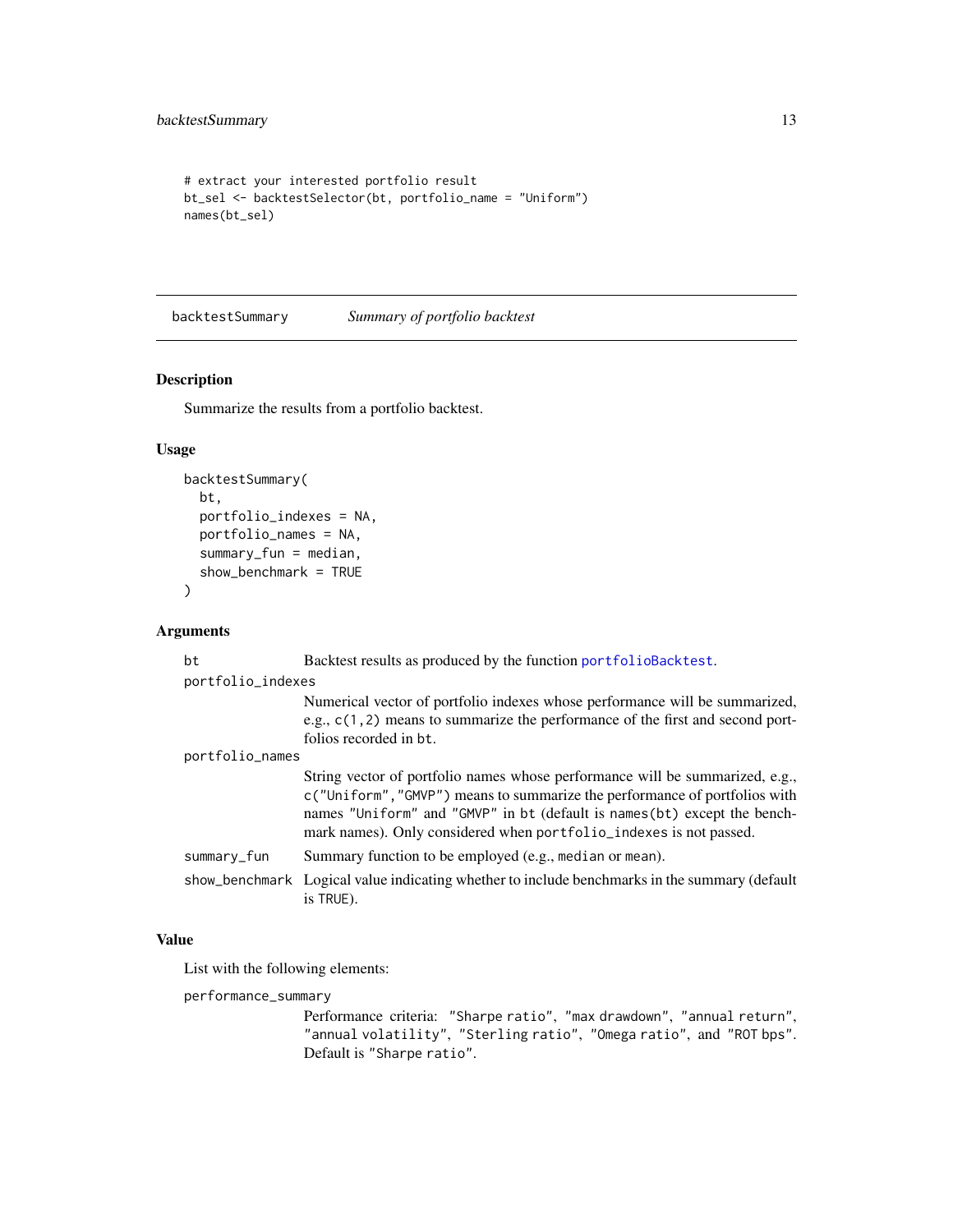```
# extract your interested portfolio result
bt_sel <- backtestSelector(bt, portfolio_name = "Uniform")
names(bt_sel)
```

## backtestSummary — *Summary of portfolio backtest*

### Description

Summarize the results from a portfolio backtest.

### Usage

```
backtestSummary(
  bt,
  portfolio_indexes = NA,
  portfolio_names = NA,
  summary_fun = median,
  show_benchmark = TRUE
)
```

### Arguments

`bt`
: Backtest results as produced by the function `portfolioBacktest`.

`portfolio_indexes`
: Numerical vector of portfolio indexes whose performance will be summarized, e.g., `c(1,2)` means to summarize the performance of the first and second portfolios recorded in `bt`.

`portfolio_names`
: String vector of portfolio names whose performance will be summarized, e.g., `c("Uniform","GMVP")` means to summarize the performance of portfolios with names `"Uniform"` and `"GMVP"` in `bt` (default is `names(bt)` except the benchmark names). Only considered when `portfolio_indexes` is not passed.

`summary_fun`
: Summary function to be employed (e.g., `median` or `mean`).

`show_benchmark`
: Logical value indicating whether to include benchmarks in the summary (default is `TRUE`).

### Value

List with the following elements:

`performance_summary`
: Performance criteria: `"Sharpe ratio"`, `"max drawdown"`, `"annual return"`, `"annual volatility"`, `"Sterling ratio"`, `"Omega ratio"`, and `"ROT bps"`. Default is `"Sharpe ratio"`.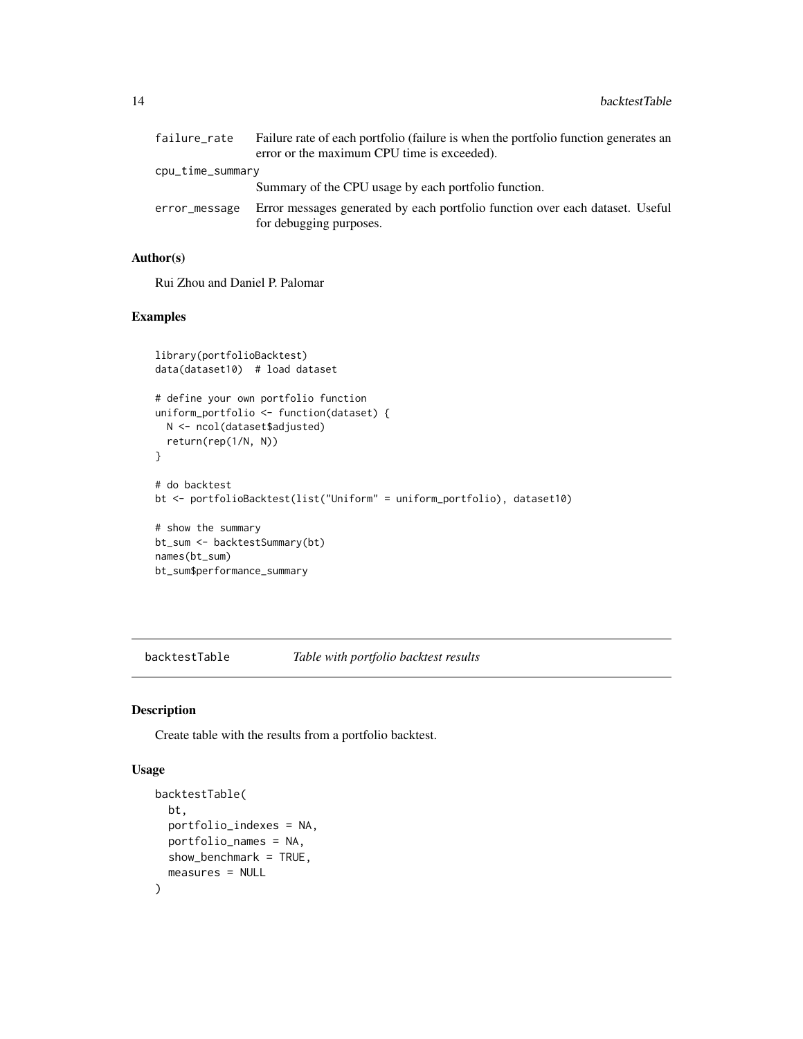failure_rate — Failure rate of each portfolio (failure is when the portfolio function generates an error or the maximum CPU time is exceeded).

cpu_time_summary — Summary of the CPU usage by each portfolio function.

error_message — Error messages generated by each portfolio function over each dataset. Useful for debugging purposes.

### Author(s)

Rui Zhou and Daniel P. Palomar

### Examples

```
library(portfolioBacktest)
data(dataset10)  # load dataset

# define your own portfolio function
uniform_portfolio <- function(dataset) {
  N <- ncol(dataset$adjusted)
  return(rep(1/N, N))
}

# do backtest
bt <- portfolioBacktest(list("Uniform" = uniform_portfolio), dataset10)

# show the summary
bt_sum <- backtestSummary(bt)
names(bt_sum)
bt_sum$performance_summary
```

---

## backtestTable — *Table with portfolio backtest results*

### Description

Create table with the results from a portfolio backtest.

### Usage

```
backtestTable(
  bt,
  portfolio_indexes = NA,
  portfolio_names = NA,
  show_benchmark = TRUE,
  measures = NULL
)
```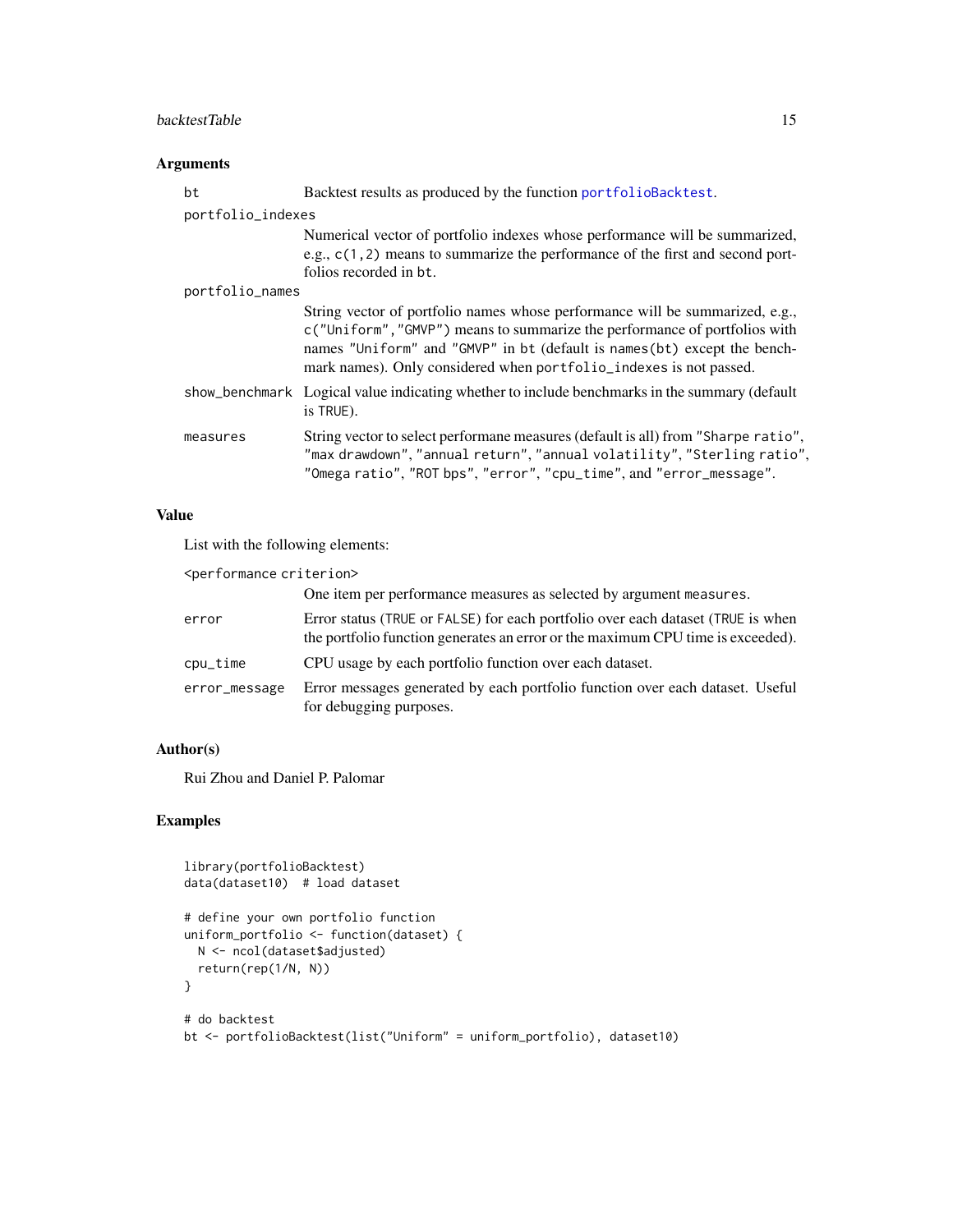### Arguments

| | |
|---|---|
| `bt` | Backtest results as produced by the function `portfolioBacktest`. |
| `portfolio_indexes` | Numerical vector of portfolio indexes whose performance will be summarized, e.g., `c(1,2)` means to summarize the performance of the first and second portfolios recorded in `bt`. |
| `portfolio_names` | String vector of portfolio names whose performance will be summarized, e.g., `c("Uniform","GMVP")` means to summarize the performance of portfolios with names `"Uniform"` and `"GMVP"` in `bt` (default is `names(bt)` except the benchmark names). Only considered when `portfolio_indexes` is not passed. |
| `show_benchmark` | Logical value indicating whether to include benchmarks in the summary (default is `TRUE`). |
| `measures` | String vector to select performane measures (default is all) from `"Sharpe ratio"`, `"max drawdown"`, `"annual return"`, `"annual volatility"`, `"Sterling ratio"`, `"Omega ratio"`, `"ROT bps"`, `"error"`, `"cpu_time"`, and `"error_message"`. |

### Value

List with the following elements:

| | |
|---|---|
| `<performance criterion>` | One item per performance measures as selected by argument `measures`. |
| `error` | Error status (`TRUE` or `FALSE`) for each portfolio over each dataset (`TRUE` is when the portfolio function generates an error or the maximum CPU time is exceeded). |
| `cpu_time` | CPU usage by each portfolio function over each dataset. |
| `error_message` | Error messages generated by each portfolio function over each dataset. Useful for debugging purposes. |

### Author(s)

Rui Zhou and Daniel P. Palomar

### Examples

```
library(portfolioBacktest)
data(dataset10)  # load dataset

# define your own portfolio function
uniform_portfolio <- function(dataset) {
  N <- ncol(dataset$adjusted)
  return(rep(1/N, N))
}

# do backtest
bt <- portfolioBacktest(list("Uniform" = uniform_portfolio), dataset10)
```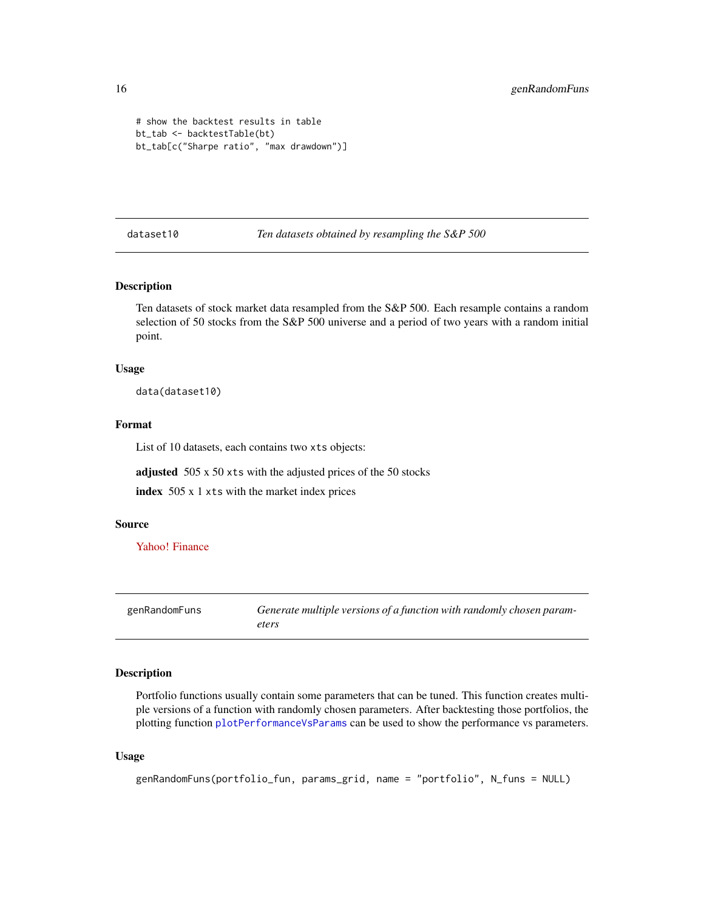```
# show the backtest results in table
bt_tab <- backtestTable(bt)
bt_tab[c("Sharpe ratio", "max drawdown")]
```

## dataset10 — *Ten datasets obtained by resampling the S&P 500*

### Description

Ten datasets of stock market data resampled from the S&P 500. Each resample contains a random selection of 50 stocks from the S&P 500 universe and a period of two years with a random initial point.

### Usage

```
data(dataset10)
```

### Format

List of 10 datasets, each contains two `xts` objects:

**adjusted** 505 x 50 `xts` with the adjusted prices of the 50 stocks

**index** 505 x 1 `xts` with the market index prices

### Source

Yahoo! Finance

## genRandomFuns — *Generate multiple versions of a function with randomly chosen parameters*

### Description

Portfolio functions usually contain some parameters that can be tuned. This function creates multiple versions of a function with randomly chosen parameters. After backtesting those portfolios, the plotting function `plotPerformanceVsParams` can be used to show the performance vs parameters.

### Usage

```
genRandomFuns(portfolio_fun, params_grid, name = "portfolio", N_funs = NULL)
```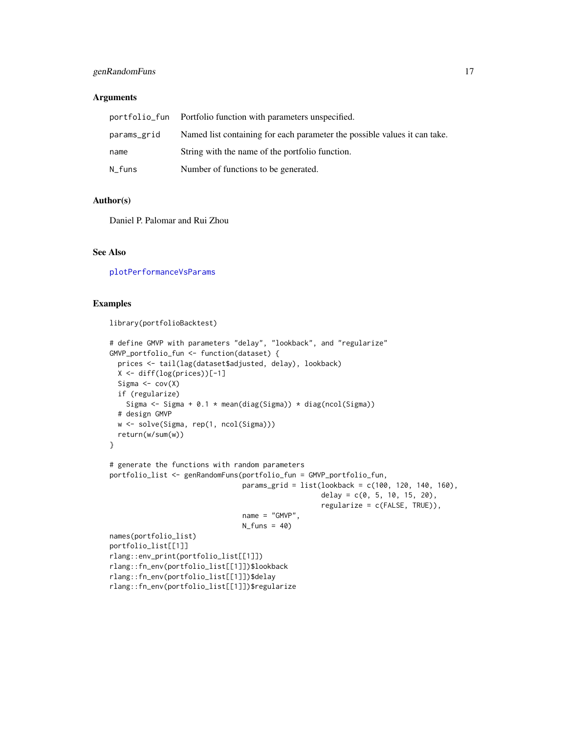## Arguments

| | |
|---|---|
| portfolio_fun | Portfolio function with parameters unspecified. |
| params_grid | Named list containing for each parameter the possible values it can take. |
| name | String with the name of the portfolio function. |
| N_funs | Number of functions to be generated. |

## Author(s)

Daniel P. Palomar and Rui Zhou

## See Also

plotPerformanceVsParams

## Examples

```
library(portfolioBacktest)

# define GMVP with parameters "delay", "lookback", and "regularize"
GMVP_portfolio_fun <- function(dataset) {
  prices <- tail(lag(dataset$adjusted, delay), lookback)
  X <- diff(log(prices))[-1]
  Sigma <- cov(X)
  if (regularize)
    Sigma <- Sigma + 0.1 * mean(diag(Sigma)) * diag(ncol(Sigma))
  # design GMVP
  w <- solve(Sigma, rep(1, ncol(Sigma)))
  return(w/sum(w))
}

# generate the functions with random parameters
portfolio_list <- genRandomFuns(portfolio_fun = GMVP_portfolio_fun,
                                params_grid = list(lookback = c(100, 120, 140, 160),
                                                   delay = c(0, 5, 10, 15, 20),
                                                   regularize = c(FALSE, TRUE)),
                                name = "GMVP",
                                N_funs = 40)
names(portfolio_list)
portfolio_list[[1]]
rlang::env_print(portfolio_list[[1]])
rlang::fn_env(portfolio_list[[1]])$lookback
rlang::fn_env(portfolio_list[[1]])$delay
rlang::fn_env(portfolio_list[[1]])$regularize
```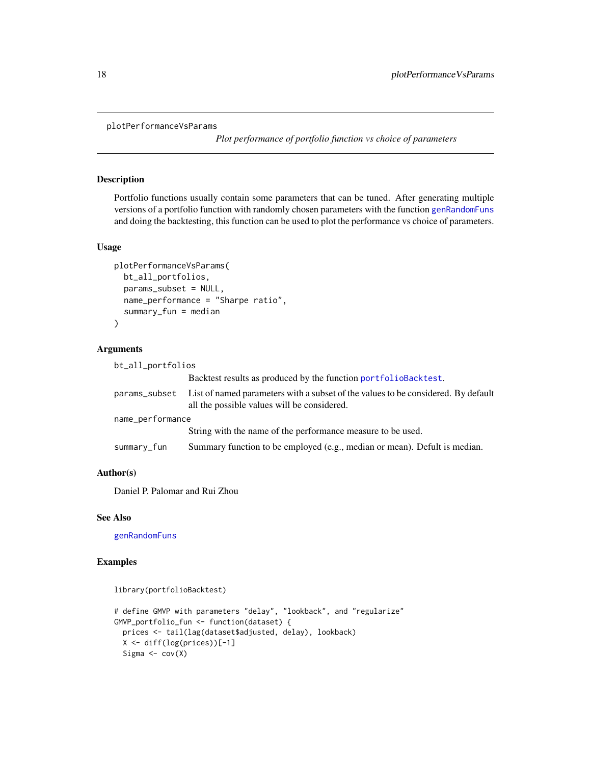## plotPerformanceVsParams

*Plot performance of portfolio function vs choice of parameters*

### Description

Portfolio functions usually contain some parameters that can be tuned. After generating multiple versions of a portfolio function with randomly chosen parameters with the function genRandomFuns and doing the backtesting, this function can be used to plot the performance vs choice of parameters.

### Usage

```
plotPerformanceVsParams(
  bt_all_portfolios,
  params_subset = NULL,
  name_performance = "Sharpe ratio",
  summary_fun = median
)
```

### Arguments

| | |
|---|---|
| bt_all_portfolios | Backtest results as produced by the function portfolioBacktest. |
| params_subset | List of named parameters with a subset of the values to be considered. By default all the possible values will be considered. |
| name_performance | String with the name of the performance measure to be used. |
| summary_fun | Summary function to be employed (e.g., median or mean). Defult is median. |

### Author(s)

Daniel P. Palomar and Rui Zhou

### See Also

genRandomFuns

### Examples

```
library(portfolioBacktest)

# define GMVP with parameters "delay", "lookback", and "regularize"
GMVP_portfolio_fun <- function(dataset) {
  prices <- tail(lag(dataset$adjusted, delay), lookback)
  X <- diff(log(prices))[-1]
  Sigma <- cov(X)
```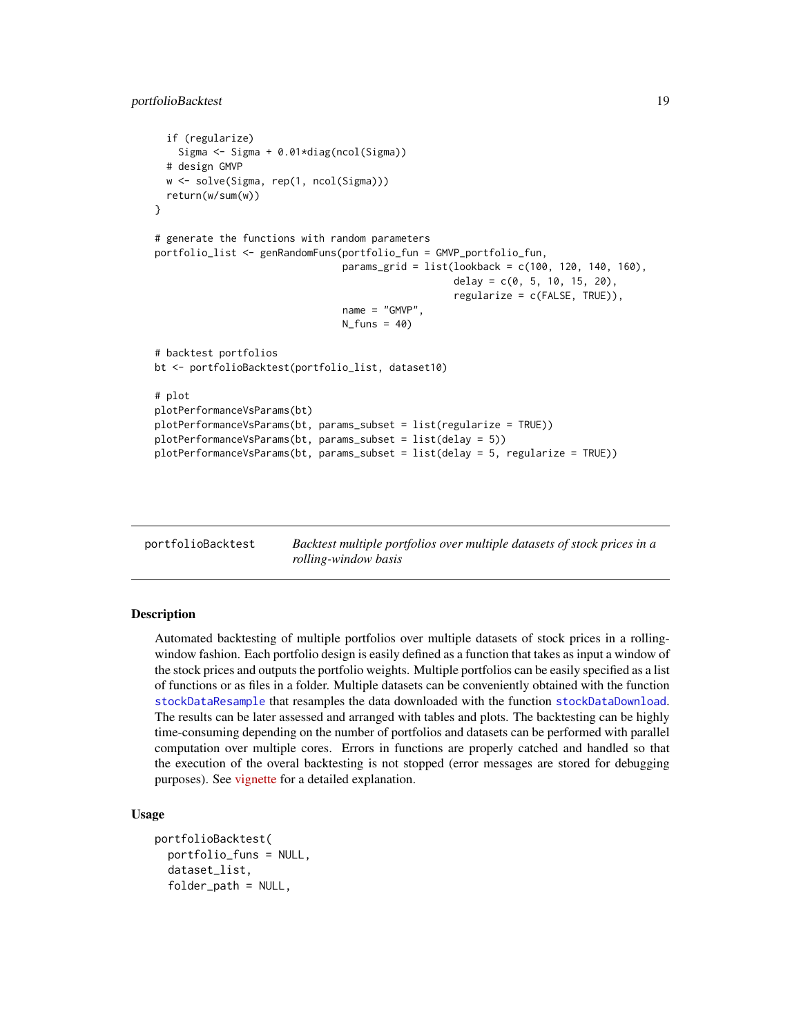```
  if (regularize)
    Sigma <- Sigma + 0.01*diag(ncol(Sigma))
  # design GMVP
  w <- solve(Sigma, rep(1, ncol(Sigma)))
  return(w/sum(w))
}

# generate the functions with random parameters
portfolio_list <- genRandomFuns(portfolio_fun = GMVP_portfolio_fun,
                                params_grid = list(lookback = c(100, 120, 140, 160),
                                                   delay = c(0, 5, 10, 15, 20),
                                                   regularize = c(FALSE, TRUE)),
                                name = "GMVP",
                                N_funs = 40)

# backtest portfolios
bt <- portfolioBacktest(portfolio_list, dataset10)

# plot
plotPerformanceVsParams(bt)
plotPerformanceVsParams(bt, params_subset = list(regularize = TRUE))
plotPerformanceVsParams(bt, params_subset = list(delay = 5))
plotPerformanceVsParams(bt, params_subset = list(delay = 5, regularize = TRUE))
```

---

## portfolioBacktest — *Backtest multiple portfolios over multiple datasets of stock prices in a rolling-window basis*

---

### Description

Automated backtesting of multiple portfolios over multiple datasets of stock prices in a rolling-window fashion. Each portfolio design is easily defined as a function that takes as input a window of the stock prices and outputs the portfolio weights. Multiple portfolios can be easily specified as a list of functions or as files in a folder. Multiple datasets can be conveniently obtained with the function `stockDataResample` that resamples the data downloaded with the function `stockDataDownload`. The results can be later assessed and arranged with tables and plots. The backtesting can be highly time-consuming depending on the number of portfolios and datasets can be performed with parallel computation over multiple cores. Errors in functions are properly catched and handled so that the execution of the overal backtesting is not stopped (error messages are stored for debugging purposes). See vignette for a detailed explanation.

### Usage

```
portfolioBacktest(
  portfolio_funs = NULL,
  dataset_list,
  folder_path = NULL,
```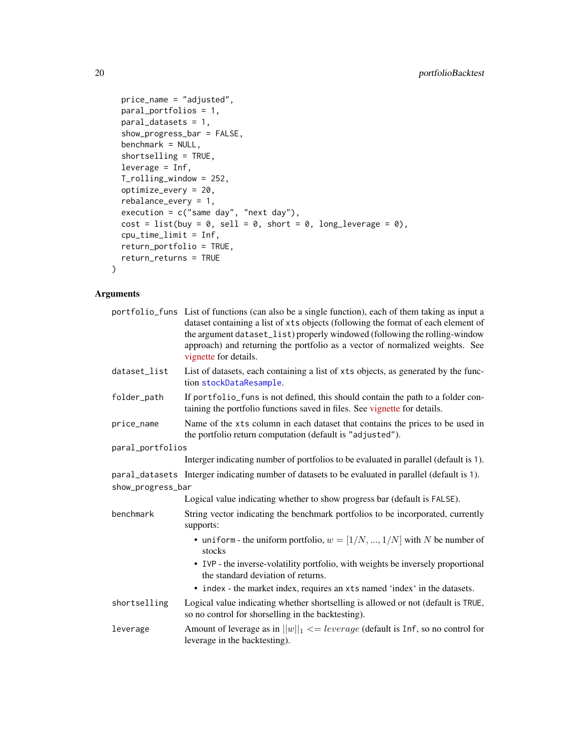```
  price_name = "adjusted",
  paral_portfolios = 1,
  paral_datasets = 1,
  show_progress_bar = FALSE,
  benchmark = NULL,
  shortselling = TRUE,
  leverage = Inf,
  T_rolling_window = 252,
  optimize_every = 20,
  rebalance_every = 1,
  execution = c("same day", "next day"),
  cost = list(buy = 0, sell = 0, short = 0, long_leverage = 0),
  cpu_time_limit = Inf,
  return_portfolio = TRUE,
  return_returns = TRUE
)
```

### Arguments

`portfolio_funs` List of functions (can also be a single function), each of them taking as input a dataset containing a list of `xts` objects (following the format of each element of the argument `dataset_list`) properly windowed (following the rolling-window approach) and returning the portfolio as a vector of normalized weights. See vignette for details.

`dataset_list` List of datasets, each containing a list of `xts` objects, as generated by the function `stockDataResample`.

`folder_path` If `portfolio_funs` is not defined, this should contain the path to a folder containing the portfolio functions saved in files. See vignette for details.

`price_name` Name of the `xts` column in each dataset that contains the prices to be used in the portfolio return computation (default is `"adjusted"`).

`paral_portfolios` Interger indicating number of portfolios to be evaluated in parallel (default is `1`).

`paral_datasets` Interger indicating number of datasets to be evaluated in parallel (default is `1`).

`show_progress_bar` Logical value indicating whether to show progress bar (default is `FALSE`).

`benchmark` String vector indicating the benchmark portfolios to be incorporated, currently supports:

- `uniform` - the uniform portfolio, $w = [1/N, ..., 1/N]$ with $N$ be number of stocks
- `IVP` - the inverse-volatility portfolio, with weights be inversely proportional the standard deviation of returns.
- `index` - the market index, requires an `xts` named 'index' in the datasets.

`shortselling` Logical value indicating whether shortselling is allowed or not (default is `TRUE`, so no control for shorselling in the backtesting).

`leverage` Amount of leverage as in $||w||_1 <= leverage$ (default is `Inf`, so no control for leverage in the backtesting).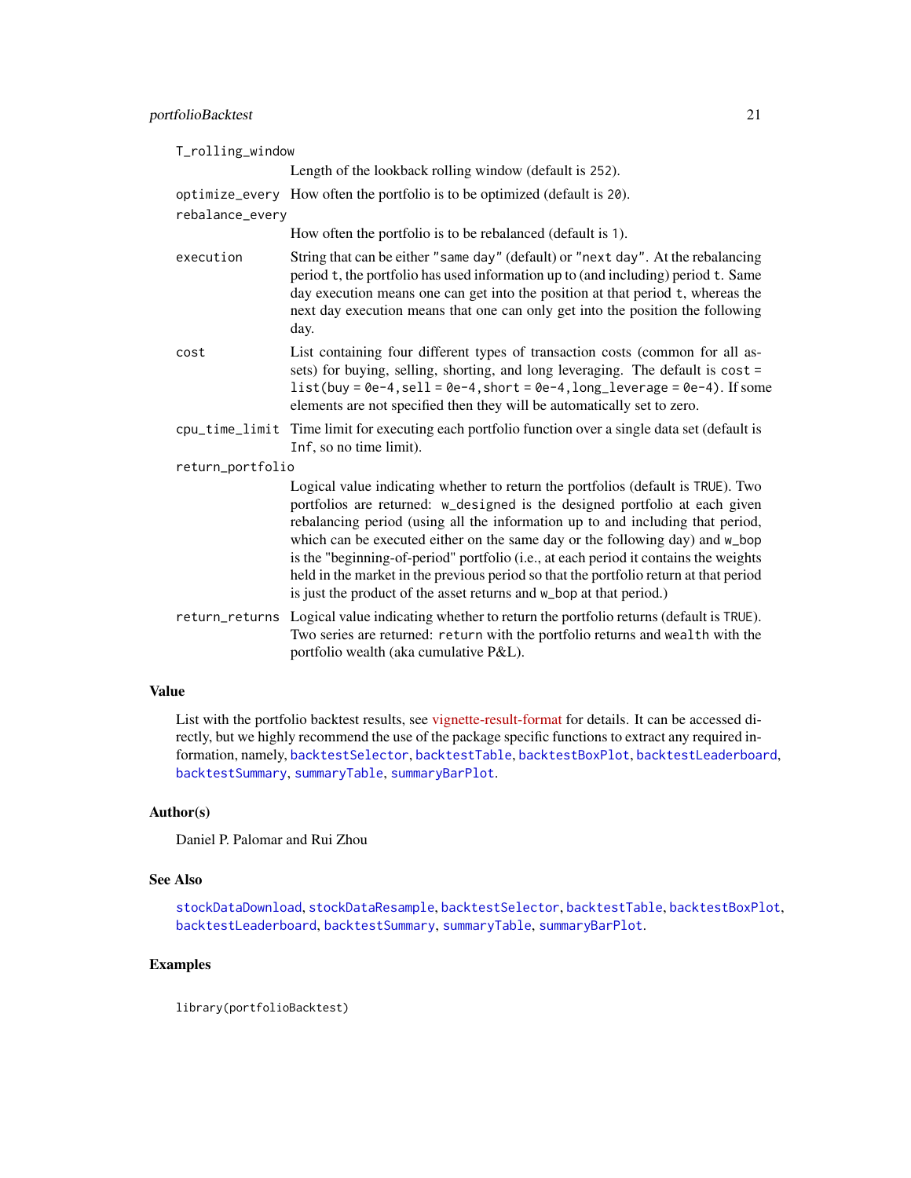`T_rolling_window`
: Length of the lookback rolling window (default is `252`).

`optimize_every`
: How often the portfolio is to be optimized (default is `20`).

`rebalance_every`
: How often the portfolio is to be rebalanced (default is `1`).

`execution`
: String that can be either `"same day"` (default) or `"next day"`. At the rebalancing period `t`, the portfolio has used information up to (and including) period `t`. Same day execution means one can get into the position at that period `t`, whereas the next day execution means that one can only get into the position the following day.

`cost`
: List containing four different types of transaction costs (common for all assets) for buying, selling, shorting, and long leveraging. The default is `cost = list(buy = 0e-4, sell = 0e-4, short = 0e-4, long_leverage = 0e-4)`. If some elements are not specified then they will be automatically set to zero.

`cpu_time_limit`
: Time limit for executing each portfolio function over a single data set (default is `Inf`, so no time limit).

`return_portfolio`
: Logical value indicating whether to return the portfolios (default is `TRUE`). Two portfolios are returned: `w_designed` is the designed portfolio at each given rebalancing period (using all the information up to and including that period, which can be executed either on the same day or the following day) and `w_bop` is the "beginning-of-period" portfolio (i.e., at each period it contains the weights held in the market in the previous period so that the portfolio return at that period is just the product of the asset returns and `w_bop` at that period.)

`return_returns`
: Logical value indicating whether to return the portfolio returns (default is `TRUE`). Two series are returned: `return` with the portfolio returns and `wealth` with the portfolio wealth (aka cumulative P&L).

## Value

List with the portfolio backtest results, see vignette-result-format for details. It can be accessed directly, but we highly recommend the use of the package specific functions to extract any required information, namely, `backtestSelector`, `backtestTable`, `backtestBoxPlot`, `backtestLeaderboard`, `backtestSummary`, `summaryTable`, `summaryBarPlot`.

## Author(s)

Daniel P. Palomar and Rui Zhou

## See Also

`stockDataDownload`, `stockDataResample`, `backtestSelector`, `backtestTable`, `backtestBoxPlot`, `backtestLeaderboard`, `backtestSummary`, `summaryTable`, `summaryBarPlot`.

## Examples

```
library(portfolioBacktest)
```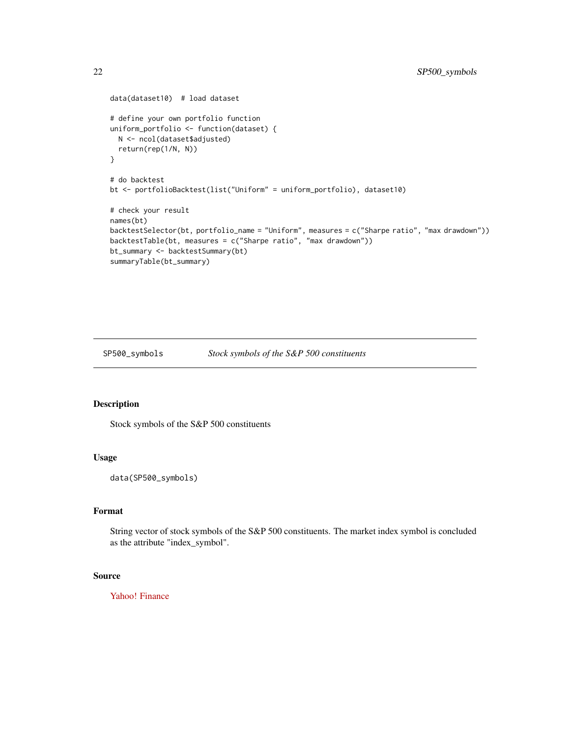```
data(dataset10)  # load dataset

# define your own portfolio function
uniform_portfolio <- function(dataset) {
  N <- ncol(dataset$adjusted)
  return(rep(1/N, N))
}

# do backtest
bt <- portfolioBacktest(list("Uniform" = uniform_portfolio), dataset10)

# check your result
names(bt)
backtestSelector(bt, portfolio_name = "Uniform", measures = c("Sharpe ratio", "max drawdown"))
backtestTable(bt, measures = c("Sharpe ratio", "max drawdown"))
bt_summary <- backtestSummary(bt)
summaryTable(bt_summary)
```

---

## SP500_symbols    *Stock symbols of the S&P 500 constituents*

---

### Description

Stock symbols of the S&P 500 constituents

### Usage

```
data(SP500_symbols)
```

### Format

String vector of stock symbols of the S&P 500 constituents. The market index symbol is concluded as the attribute "index_symbol".

### Source

Yahoo! Finance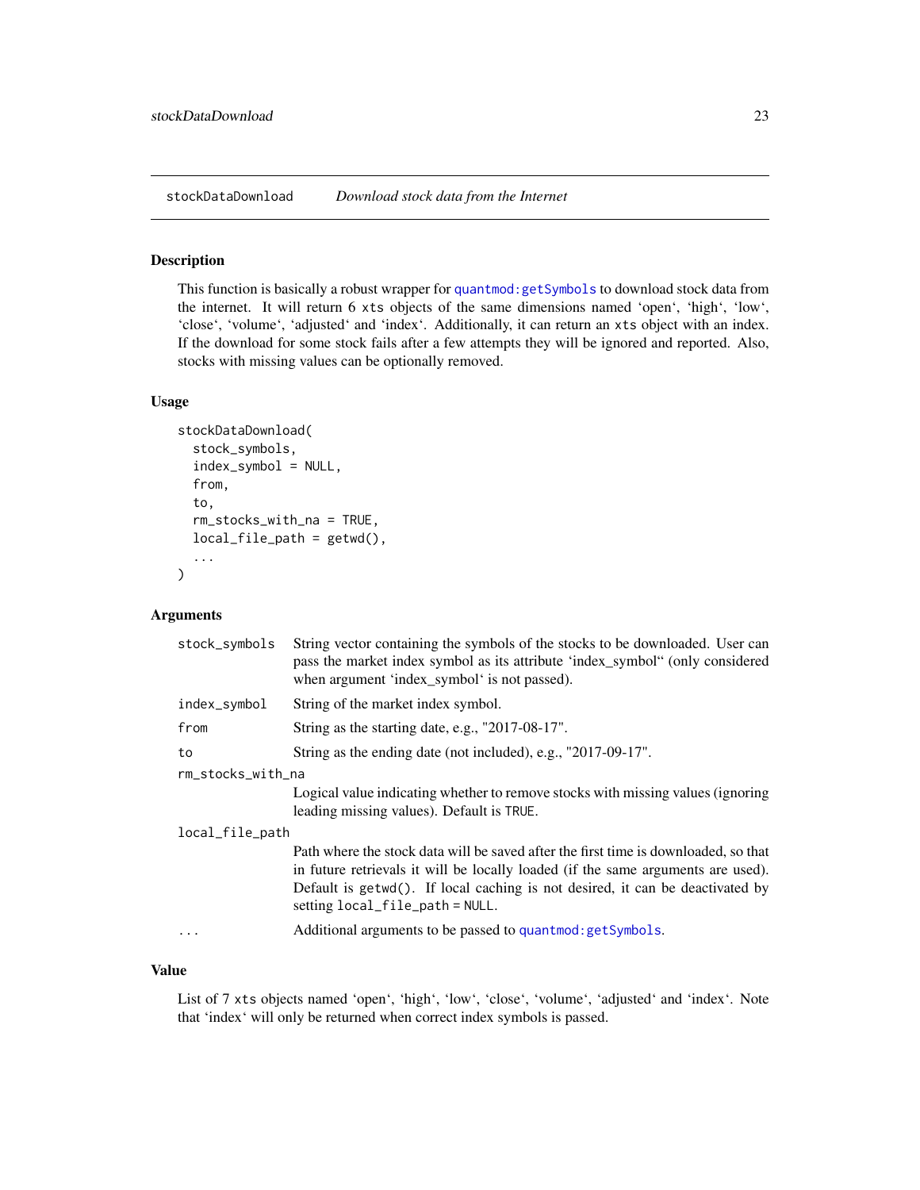stockDataDownload    *Download stock data from the Internet*

### Description

This function is basically a robust wrapper for quantmod:getSymbols to download stock data from the internet. It will return 6 xts objects of the same dimensions named 'open', 'high', 'low', 'close', 'volume', 'adjusted' and 'index'. Additionally, it can return an xts object with an index. If the download for some stock fails after a few attempts they will be ignored and reported. Also, stocks with missing values can be optionally removed.

### Usage

```
stockDataDownload(
  stock_symbols,
  index_symbol = NULL,
  from,
  to,
  rm_stocks_with_na = TRUE,
  local_file_path = getwd(),
  ...
)
```

### Arguments

`stock_symbols` String vector containing the symbols of the stocks to be downloaded. User can pass the market index symbol as its attribute 'index_symbol" (only considered when argument 'index_symbol' is not passed).

`index_symbol` String of the market index symbol.

`from` String as the starting date, e.g., "2017-08-17".

`to` String as the ending date (not included), e.g., "2017-09-17".

`rm_stocks_with_na` Logical value indicating whether to remove stocks with missing values (ignoring leading missing values). Default is `TRUE`.

`local_file_path` Path where the stock data will be saved after the first time is downloaded, so that in future retrievals it will be locally loaded (if the same arguments are used). Default is `getwd()`. If local caching is not desired, it can be deactivated by setting `local_file_path = NULL`.

`...` Additional arguments to be passed to quantmod:getSymbols.

### Value

List of 7 xts objects named 'open', 'high', 'low', 'close', 'volume', 'adjusted' and 'index'. Note that 'index' will only be returned when correct index symbols is passed.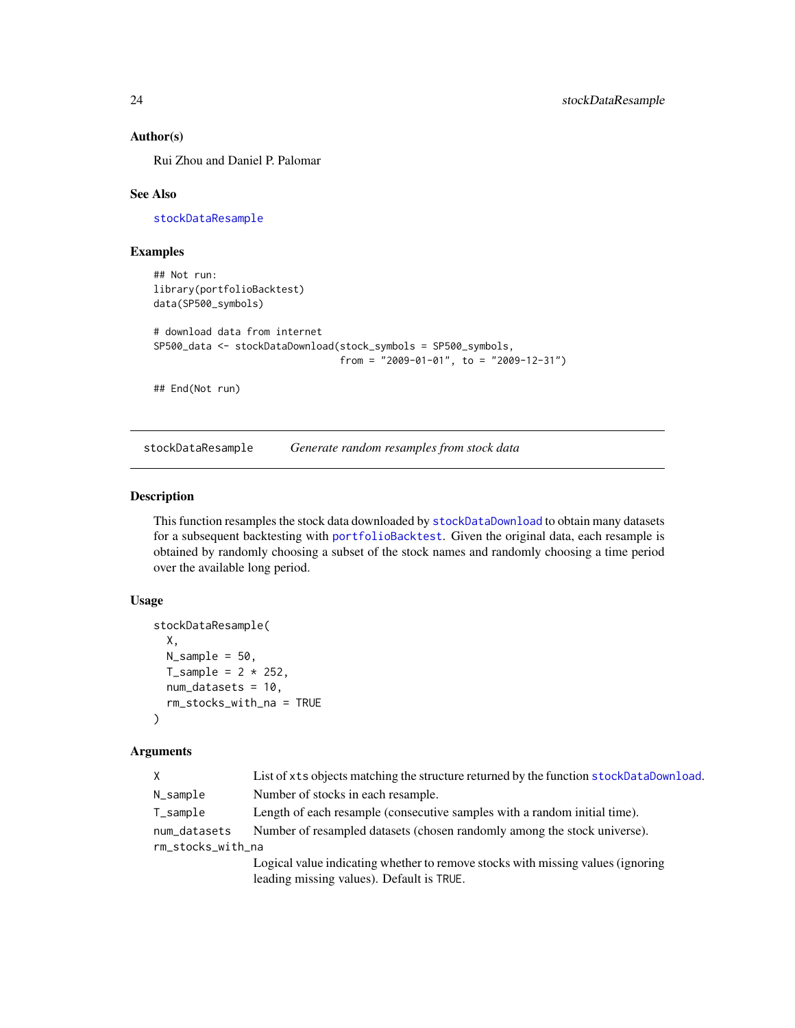### Author(s)

Rui Zhou and Daniel P. Palomar

### See Also

stockDataResample

### Examples

```
## Not run:
library(portfolioBacktest)
data(SP500_symbols)

# download data from internet
SP500_data <- stockDataDownload(stock_symbols = SP500_symbols,
                                from = "2009-01-01", to = "2009-12-31")

## End(Not run)
```

---

## stockDataResample — *Generate random resamples from stock data*

### Description

This function resamples the stock data downloaded by stockDataDownload to obtain many datasets for a subsequent backtesting with portfolioBacktest. Given the original data, each resample is obtained by randomly choosing a subset of the stock names and randomly choosing a time period over the available long period.

### Usage

```
stockDataResample(
  X,
  N_sample = 50,
  T_sample = 2 * 252,
  num_datasets = 10,
  rm_stocks_with_na = TRUE
)
```

### Arguments

| Argument | Description |
| --- | --- |
| X | List of xts objects matching the structure returned by the function stockDataDownload. |
| N_sample | Number of stocks in each resample. |
| T_sample | Length of each resample (consecutive samples with a random initial time). |
| num_datasets | Number of resampled datasets (chosen randomly among the stock universe). |
| rm_stocks_with_na | Logical value indicating whether to remove stocks with missing values (ignoring leading missing values). Default is TRUE. |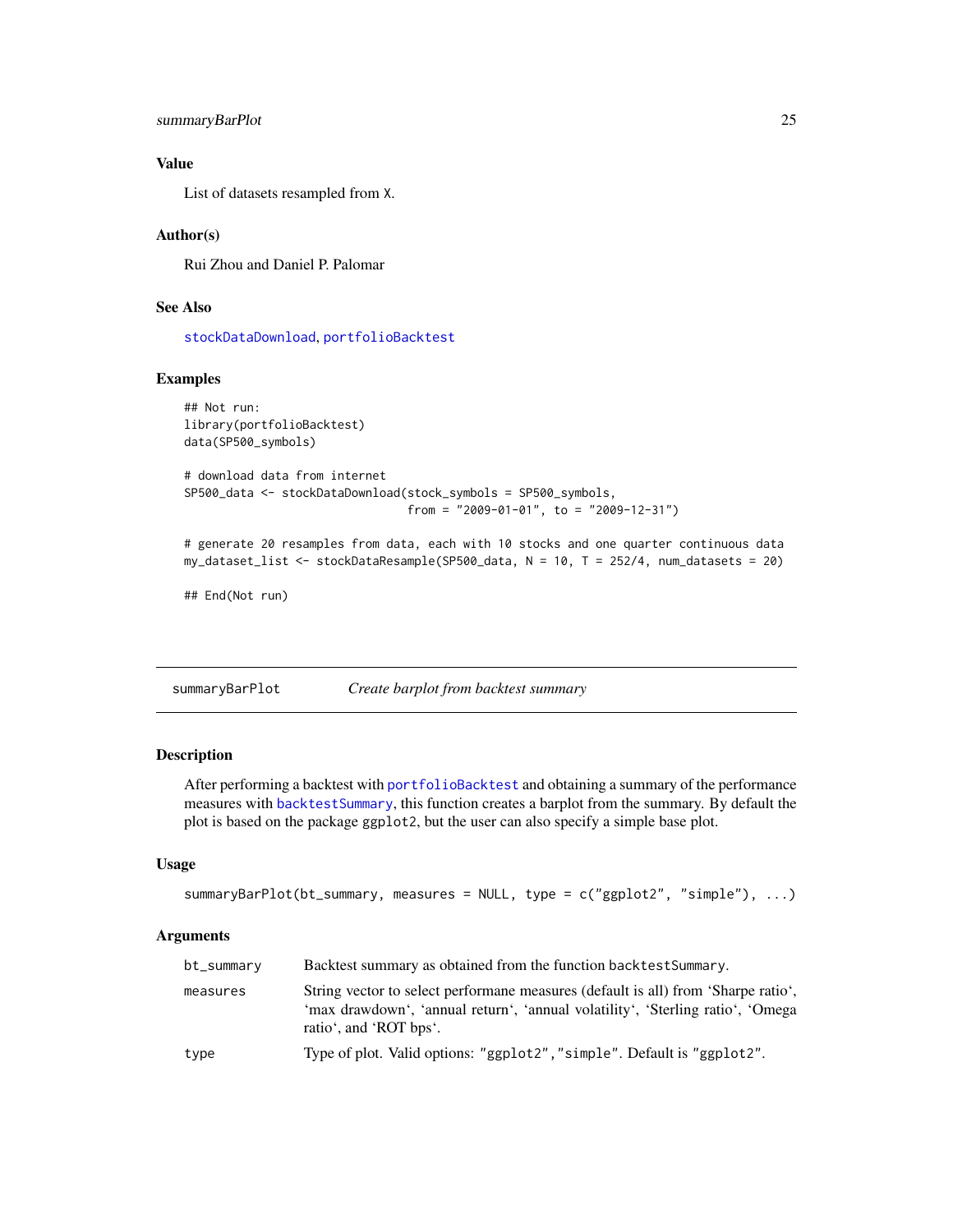### Value

List of datasets resampled from X.

### Author(s)

Rui Zhou and Daniel P. Palomar

### See Also

stockDataDownload, portfolioBacktest

### Examples

```
## Not run:
library(portfolioBacktest)
data(SP500_symbols)

# download data from internet
SP500_data <- stockDataDownload(stock_symbols = SP500_symbols,
                                from = "2009-01-01", to = "2009-12-31")

# generate 20 resamples from data, each with 10 stocks and one quarter continuous data
my_dataset_list <- stockDataResample(SP500_data, N = 10, T = 252/4, num_datasets = 20)

## End(Not run)
```

---

## summaryBarPlot *Create barplot from backtest summary*

### Description

After performing a backtest with portfolioBacktest and obtaining a summary of the performance measures with backtestSummary, this function creates a barplot from the summary. By default the plot is based on the package ggplot2, but the user can also specify a simple base plot.

### Usage

```
summaryBarPlot(bt_summary, measures = NULL, type = c("ggplot2", "simple"), ...)
```

### Arguments

| | |
|---|---|
| bt_summary | Backtest summary as obtained from the function backtestSummary. |
| measures | String vector to select performane measures (default is all) from 'Sharpe ratio', 'max drawdown', 'annual return', 'annual volatility', 'Sterling ratio', 'Omega ratio', and 'ROT bps'. |
| type | Type of plot. Valid options: "ggplot2","simple". Default is "ggplot2". |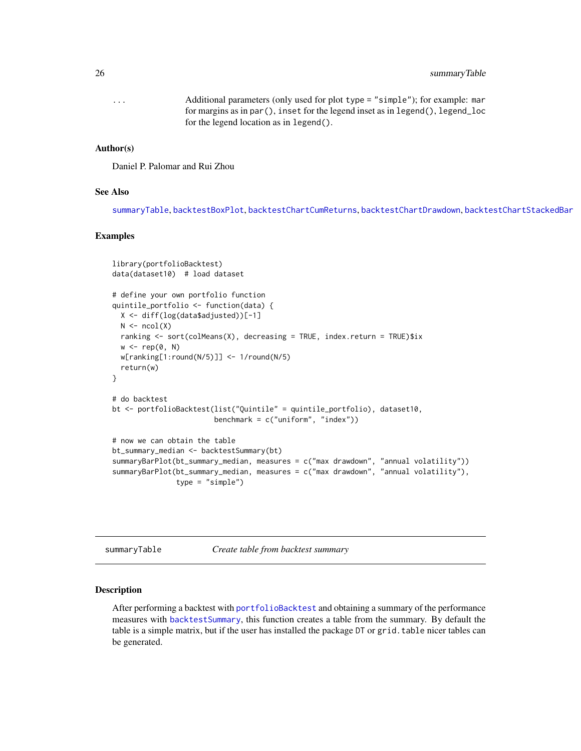| | |
|---|---|
| ... | Additional parameters (only used for plot type = "simple"); for example: mar for margins as in par(), inset for the legend inset as in legend(), legend_loc for the legend location as in legend(). |

### Author(s)

Daniel P. Palomar and Rui Zhou

### See Also

summaryTable, backtestBoxPlot, backtestChartCumReturns, backtestChartDrawdown, backtestChartStackedBar

### Examples

```
library(portfolioBacktest)
data(dataset10)  # load dataset

# define your own portfolio function
quintile_portfolio <- function(data) {
  X <- diff(log(data$adjusted))[-1]
  N <- ncol(X)
  ranking <- sort(colMeans(X), decreasing = TRUE, index.return = TRUE)$ix
  w <- rep(0, N)
  w[ranking[1:round(N/5)]] <- 1/round(N/5)
  return(w)
}

# do backtest
bt <- portfolioBacktest(list("Quintile" = quintile_portfolio), dataset10,
                        benchmark = c("uniform", "index"))

# now we can obtain the table
bt_summary_median <- backtestSummary(bt)
summaryBarPlot(bt_summary_median, measures = c("max drawdown", "annual volatility"))
summaryBarPlot(bt_summary_median, measures = c("max drawdown", "annual volatility"),
               type = "simple")
```

---

## summaryTable — *Create table from backtest summary*

---

### Description

After performing a backtest with portfolioBacktest and obtaining a summary of the performance measures with backtestSummary, this function creates a table from the summary. By default the table is a simple matrix, but if the user has installed the package DT or grid.table nicer tables can be generated.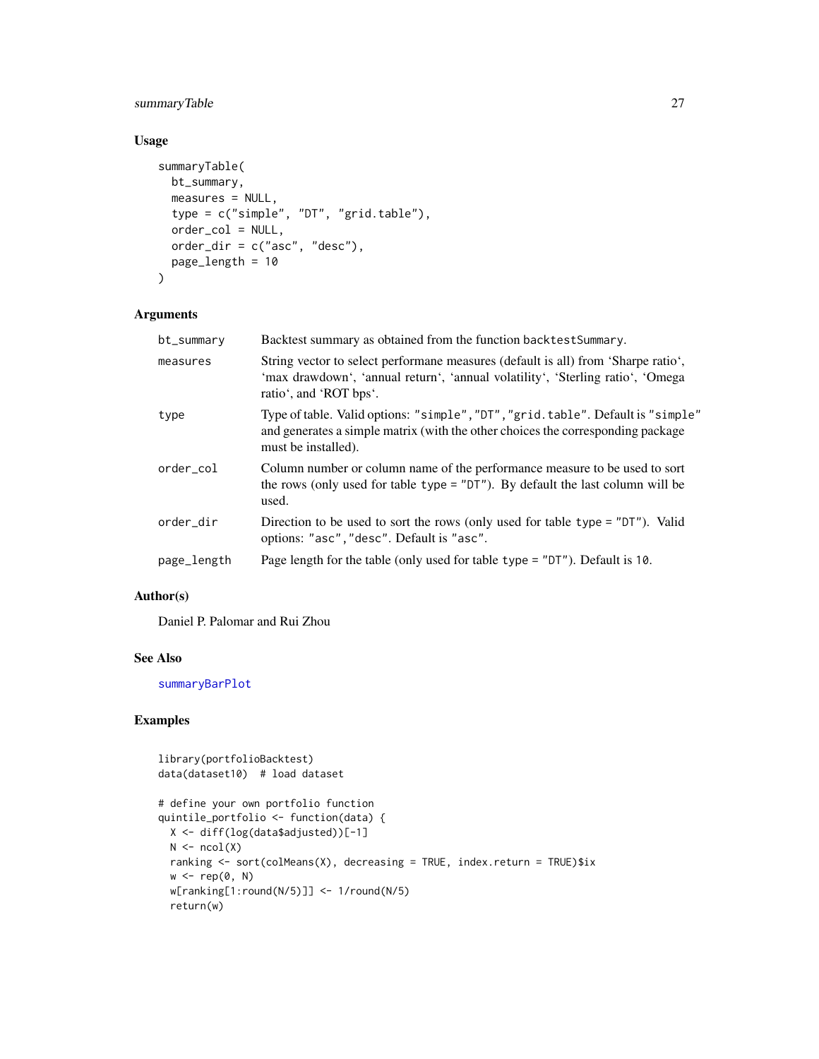## Usage

```
summaryTable(
  bt_summary,
  measures = NULL,
  type = c("simple", "DT", "grid.table"),
  order_col = NULL,
  order_dir = c("asc", "desc"),
  page_length = 10
)
```

## Arguments

| | |
|---|---|
| `bt_summary` | Backtest summary as obtained from the function `backtestSummary`. |
| `measures` | String vector to select performane measures (default is all) from 'Sharpe ratio', 'max drawdown', 'annual return', 'annual volatility', 'Sterling ratio', 'Omega ratio', and 'ROT bps'. |
| `type` | Type of table. Valid options: `"simple"`, `"DT"`, `"grid.table"`. Default is `"simple"` and generates a simple matrix (with the other choices the corresponding package must be installed). |
| `order_col` | Column number or column name of the performance measure to be used to sort the rows (only used for table `type = "DT"`). By default the last column will be used. |
| `order_dir` | Direction to be used to sort the rows (only used for table `type = "DT"`). Valid options: `"asc"`, `"desc"`. Default is `"asc"`. |
| `page_length` | Page length for the table (only used for table `type = "DT"`). Default is `10`. |

## Author(s)

Daniel P. Palomar and Rui Zhou

## See Also

`summaryBarPlot`

## Examples

```
library(portfolioBacktest)
data(dataset10)  # load dataset

# define your own portfolio function
quintile_portfolio <- function(data) {
  X <- diff(log(data$adjusted))[-1]
  N <- ncol(X)
  ranking <- sort(colMeans(X), decreasing = TRUE, index.return = TRUE)$ix
  w <- rep(0, N)
  w[ranking[1:round(N/5)]] <- 1/round(N/5)
  return(w)
```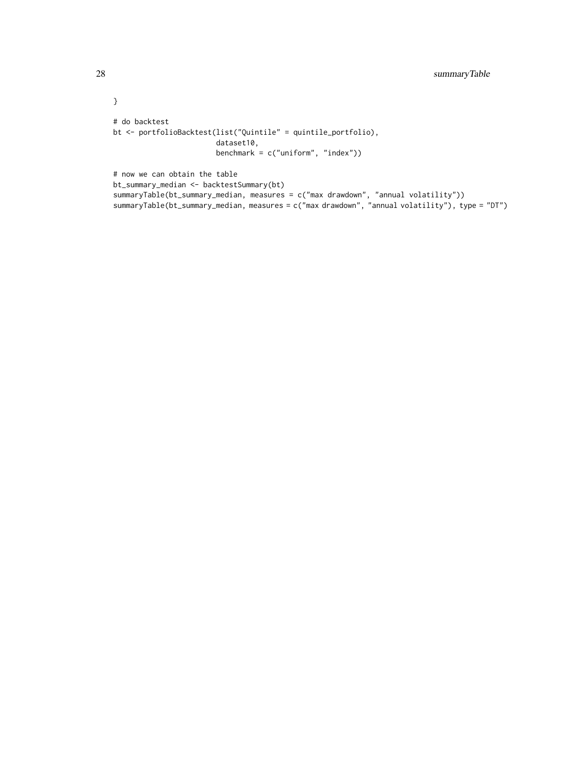```
}

# do backtest
bt <- portfolioBacktest(list("Quintile" = quintile_portfolio),
                        dataset10,
                        benchmark = c("uniform", "index"))

# now we can obtain the table
bt_summary_median <- backtestSummary(bt)
summaryTable(bt_summary_median, measures = c("max drawdown", "annual volatility"))
summaryTable(bt_summary_median, measures = c("max drawdown", "annual volatility"), type = "DT")
```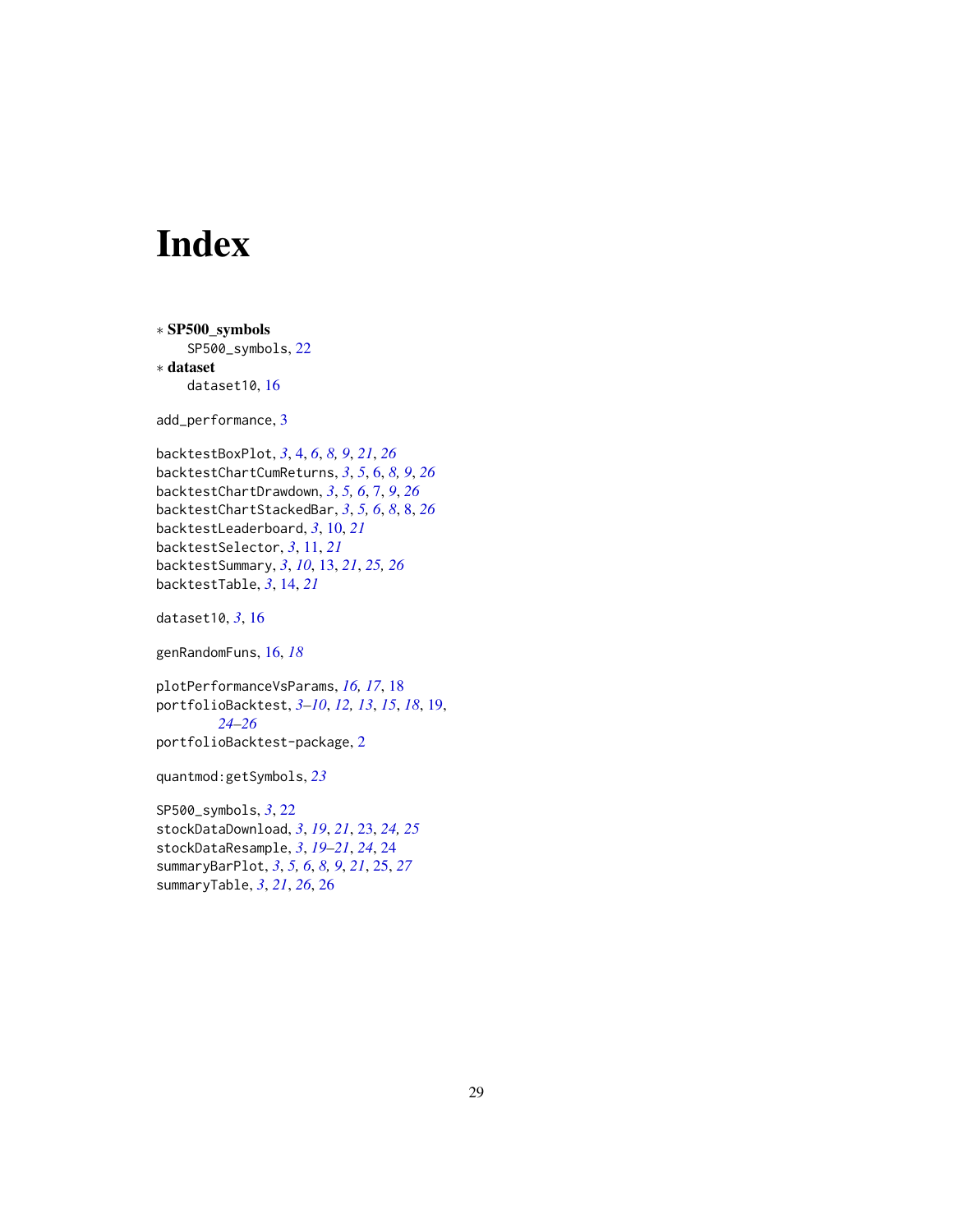# Index

∗ **SP500_symbols**
  SP500_symbols, 22
∗ **dataset**
  dataset10, 16

add_performance, 3

backtestBoxPlot, *3*, 4, *6*, *8, 9*, *21*, *26*
backtestChartCumReturns, *3*, *5*, 6, *8, 9*, *26*
backtestChartDrawdown, *3*, *5, 6*, 7, *9*, *26*
backtestChartStackedBar, *3*, *5, 6*, *8*, 8, *26*
backtestLeaderboard, *3*, 10, *21*
backtestSelector, *3*, 11, *21*
backtestSummary, *3*, *10*, 13, *21*, *25, 26*
backtestTable, *3*, 14, *21*

dataset10, *3*, 16

genRandomFuns, 16, *18*

plotPerformanceVsParams, *16, 17*, 18
portfolioBacktest, *3–10*, *12, 13*, *15*, *18*, 19, *24–26*
portfolioBacktest-package, 2

quantmod:getSymbols, *23*

SP500_symbols, *3*, 22
stockDataDownload, *3*, *19*, *21*, 23, *24, 25*
stockDataResample, *3*, *19–21*, *24*, 24
summaryBarPlot, *3*, *5, 6*, *8, 9*, *21*, 25, *27*
summaryTable, *3*, *21*, *26*, 26